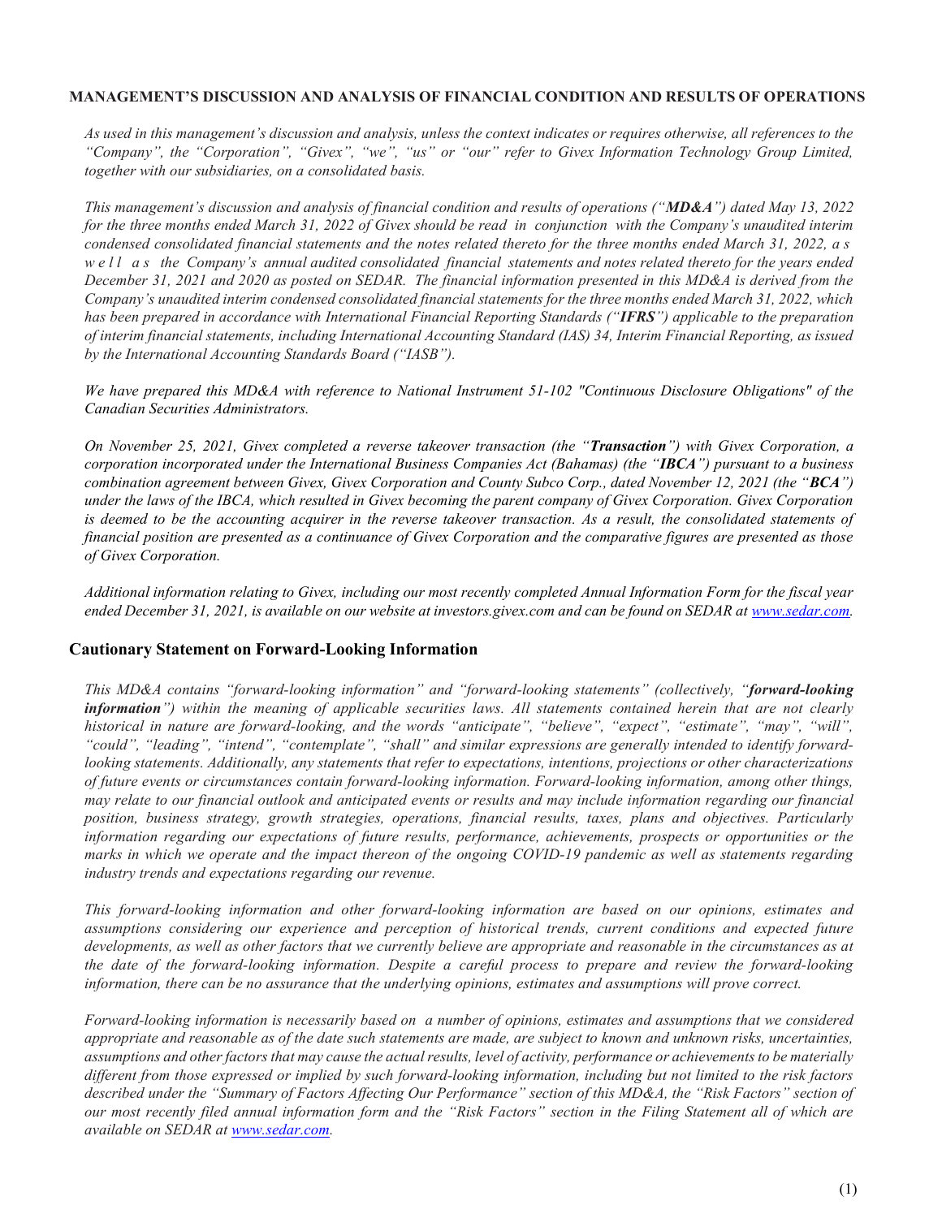**MANAGEMENT'S DISCUSSION AND ANALYSIS OF FINANCIAL CONDITION AND RESULTS OF OPERATIONS**

*As used in this management's discussion and analysis, unless the context indicates or requires otherwise, all references to the "Company", the "Corporation", "Givex", "we", "us" or "our" refer to Givex Information Technology Group Limited, together with our subsidiaries, on a consolidated basis.*

*This management's discussion and analysis of financial condition and results of operations ("**MD&A**") dated May 13, 2022 for the three months ended March 31, 2022 of Givex should be read in conjunction with the Company's unaudited interim condensed consolidated financial statements and the notes related thereto for the three months ended March 31, 2022, as well as the Company's annual audited consolidated financial statements and notes related thereto for the years ended December 31, 2021 and 2020 as posted on SEDAR. The financial information presented in this MD&A is derived from the Company's unaudited interim condensed consolidated financial statements for the three months ended March 31, 2022, which has been prepared in accordance with International Financial Reporting Standards ("**IFRS**") applicable to the preparation of interim financial statements, including International Accounting Standard (IAS) 34, Interim Financial Reporting, as issued by the International Accounting Standards Board ("IASB").*

*We have prepared this MD&A with reference to National Instrument 51-102 "Continuous Disclosure Obligations" of the Canadian Securities Administrators.*

*On November 25, 2021, Givex completed a reverse takeover transaction (the "**Transaction**") with Givex Corporation, a corporation incorporated under the International Business Companies Act (Bahamas) (the "**IBCA**") pursuant to a business combination agreement between Givex, Givex Corporation and County Subco Corp., dated November 12, 2021 (the "**BCA**") under the laws of the IBCA, which resulted in Givex becoming the parent company of Givex Corporation. Givex Corporation is deemed to be the accounting acquirer in the reverse takeover transaction. As a result, the consolidated statements of financial position are presented as a continuance of Givex Corporation and the comparative figures are presented as those of Givex Corporation.*

*Additional information relating to Givex, including our most recently completed Annual Information Form for the fiscal year ended December 31, 2021, is available on our website at investors.givex.com and can be found on SEDAR at www.sedar.com.*

## Cautionary Statement on Forward-Looking Information

*This MD&A contains "forward-looking information" and "forward-looking statements" (collectively, "**forward-looking information**") within the meaning of applicable securities laws. All statements contained herein that are not clearly historical in nature are forward-looking, and the words "anticipate", "believe", "expect", "estimate", "may", "will", "could", "leading", "intend", "contemplate", "shall" and similar expressions are generally intended to identify forward-looking statements. Additionally, any statements that refer to expectations, intentions, projections or other characterizations of future events or circumstances contain forward-looking information. Forward-looking information, among other things, may relate to our financial outlook and anticipated events or results and may include information regarding our financial position, business strategy, growth strategies, operations, financial results, taxes, plans and objectives. Particularly information regarding our expectations of future results, performance, achievements, prospects or opportunities or the marks in which we operate and the impact thereon of the ongoing COVID-19 pandemic as well as statements regarding industry trends and expectations regarding our revenue.*

*This forward-looking information and other forward-looking information are based on our opinions, estimates and assumptions considering our experience and perception of historical trends, current conditions and expected future developments, as well as other factors that we currently believe are appropriate and reasonable in the circumstances as at the date of the forward-looking information. Despite a careful process to prepare and review the forward-looking information, there can be no assurance that the underlying opinions, estimates and assumptions will prove correct.*

*Forward-looking information is necessarily based on a number of opinions, estimates and assumptions that we considered appropriate and reasonable as of the date such statements are made, are subject to known and unknown risks, uncertainties, assumptions and other factors that may cause the actual results, level of activity, performance or achievements to be materially different from those expressed or implied by such forward-looking information, including but not limited to the risk factors described under the "Summary of Factors Affecting Our Performance" section of this MD&A, the "Risk Factors" section of our most recently filed annual information form and the "Risk Factors" section in the Filing Statement all of which are available on SEDAR at www.sedar.com.*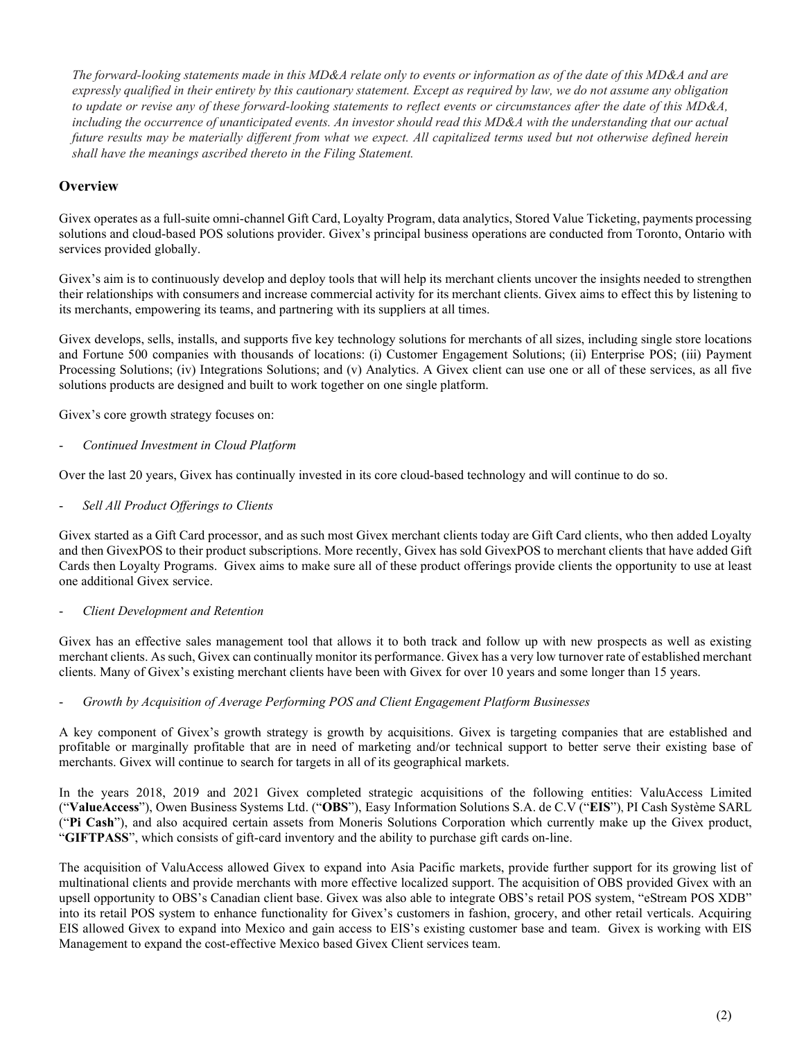*The forward-looking statements made in this MD&A relate only to events or information as of the date of this MD&A and are expressly qualified in their entirety by this cautionary statement. Except as required by law, we do not assume any obligation to update or revise any of these forward-looking statements to reflect events or circumstances after the date of this MD&A, including the occurrence of unanticipated events. An investor should read this MD&A with the understanding that our actual future results may be materially different from what we expect. All capitalized terms used but not otherwise defined herein shall have the meanings ascribed thereto in the Filing Statement.*

## Overview

Givex operates as a full-suite omni-channel Gift Card, Loyalty Program, data analytics, Stored Value Ticketing, payments processing solutions and cloud-based POS solutions provider. Givex's principal business operations are conducted from Toronto, Ontario with services provided globally.

Givex's aim is to continuously develop and deploy tools that will help its merchant clients uncover the insights needed to strengthen their relationships with consumers and increase commercial activity for its merchant clients. Givex aims to effect this by listening to its merchants, empowering its teams, and partnering with its suppliers at all times.

Givex develops, sells, installs, and supports five key technology solutions for merchants of all sizes, including single store locations and Fortune 500 companies with thousands of locations: (i) Customer Engagement Solutions; (ii) Enterprise POS; (iii) Payment Processing Solutions; (iv) Integrations Solutions; and (v) Analytics. A Givex client can use one or all of these services, as all five solutions products are designed and built to work together on one single platform.

Givex's core growth strategy focuses on:

- *Continued Investment in Cloud Platform*

Over the last 20 years, Givex has continually invested in its core cloud-based technology and will continue to do so.

- *Sell All Product Offerings to Clients*

Givex started as a Gift Card processor, and as such most Givex merchant clients today are Gift Card clients, who then added Loyalty and then GivexPOS to their product subscriptions. More recently, Givex has sold GivexPOS to merchant clients that have added Gift Cards then Loyalty Programs. Givex aims to make sure all of these product offerings provide clients the opportunity to use at least one additional Givex service.

- *Client Development and Retention*

Givex has an effective sales management tool that allows it to both track and follow up with new prospects as well as existing merchant clients. As such, Givex can continually monitor its performance. Givex has a very low turnover rate of established merchant clients. Many of Givex's existing merchant clients have been with Givex for over 10 years and some longer than 15 years.

- *Growth by Acquisition of Average Performing POS and Client Engagement Platform Businesses*

A key component of Givex's growth strategy is growth by acquisitions. Givex is targeting companies that are established and profitable or marginally profitable that are in need of marketing and/or technical support to better serve their existing base of merchants. Givex will continue to search for targets in all of its geographical markets.

In the years 2018, 2019 and 2021 Givex completed strategic acquisitions of the following entities: ValuAccess Limited ("**ValueAccess**"), Owen Business Systems Ltd. ("**OBS**"), Easy Information Solutions S.A. de C.V ("**EIS**"), PI Cash Système SARL ("**Pi Cash**"), and also acquired certain assets from Moneris Solutions Corporation which currently make up the Givex product, "**GIFTPASS**", which consists of gift-card inventory and the ability to purchase gift cards on-line.

The acquisition of ValuAccess allowed Givex to expand into Asia Pacific markets, provide further support for its growing list of multinational clients and provide merchants with more effective localized support. The acquisition of OBS provided Givex with an upsell opportunity to OBS's Canadian client base. Givex was also able to integrate OBS's retail POS system, "eStream POS XDB" into its retail POS system to enhance functionality for Givex's customers in fashion, grocery, and other retail verticals. Acquiring EIS allowed Givex to expand into Mexico and gain access to EIS's existing customer base and team. Givex is working with EIS Management to expand the cost-effective Mexico based Givex Client services team.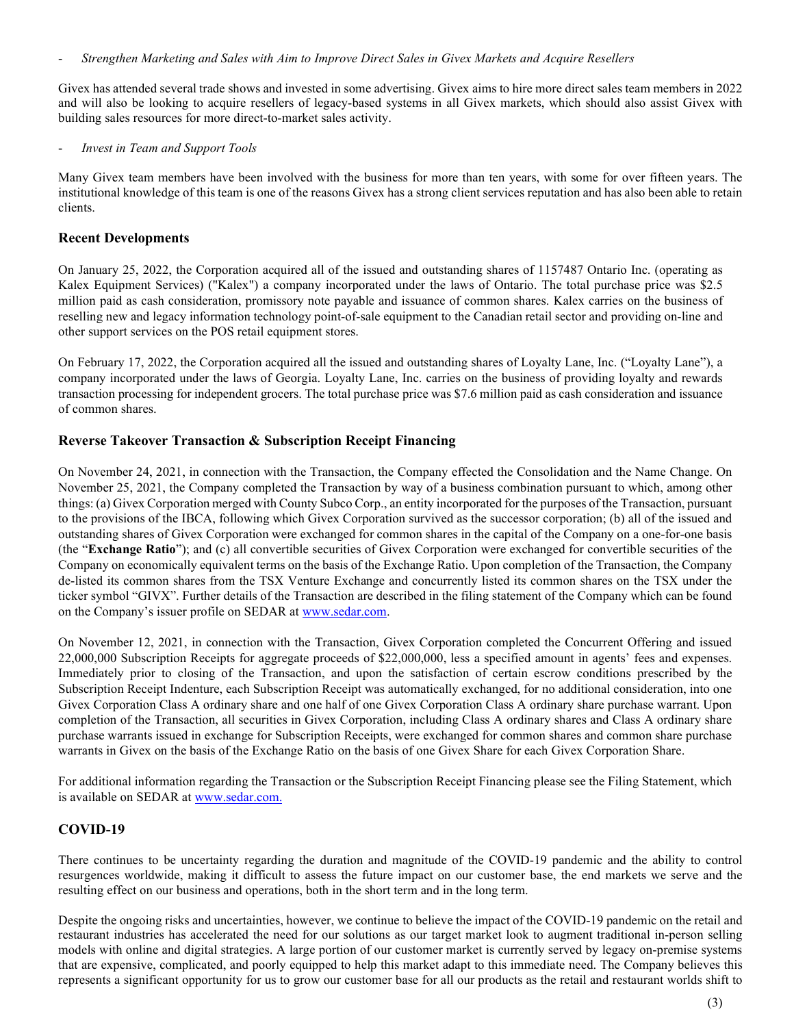- *Strengthen Marketing and Sales with Aim to Improve Direct Sales in Givex Markets and Acquire Resellers*

Givex has attended several trade shows and invested in some advertising. Givex aims to hire more direct sales team members in 2022 and will also be looking to acquire resellers of legacy-based systems in all Givex markets, which should also assist Givex with building sales resources for more direct-to-market sales activity.

- *Invest in Team and Support Tools*

Many Givex team members have been involved with the business for more than ten years, with some for over fifteen years. The institutional knowledge of this team is one of the reasons Givex has a strong client services reputation and has also been able to retain clients.

## Recent Developments

On January 25, 2022, the Corporation acquired all of the issued and outstanding shares of 1157487 Ontario Inc. (operating as Kalex Equipment Services) ("Kalex") a company incorporated under the laws of Ontario. The total purchase price was $2.5 million paid as cash consideration, promissory note payable and issuance of common shares. Kalex carries on the business of reselling new and legacy information technology point-of-sale equipment to the Canadian retail sector and providing on-line and other support services on the POS retail equipment stores.

On February 17, 2022, the Corporation acquired all the issued and outstanding shares of Loyalty Lane, Inc. ("Loyalty Lane"), a company incorporated under the laws of Georgia. Loyalty Lane, Inc. carries on the business of providing loyalty and rewards transaction processing for independent grocers. The total purchase price was $7.6 million paid as cash consideration and issuance of common shares.

## Reverse Takeover Transaction & Subscription Receipt Financing

On November 24, 2021, in connection with the Transaction, the Company effected the Consolidation and the Name Change. On November 25, 2021, the Company completed the Transaction by way of a business combination pursuant to which, among other things: (a) Givex Corporation merged with County Subco Corp., an entity incorporated for the purposes of the Transaction, pursuant to the provisions of the IBCA, following which Givex Corporation survived as the successor corporation; (b) all of the issued and outstanding shares of Givex Corporation were exchanged for common shares in the capital of the Company on a one-for-one basis (the "**Exchange Ratio**"); and (c) all convertible securities of Givex Corporation were exchanged for convertible securities of the Company on economically equivalent terms on the basis of the Exchange Ratio. Upon completion of the Transaction, the Company de-listed its common shares from the TSX Venture Exchange and concurrently listed its common shares on the TSX under the ticker symbol "GIVX". Further details of the Transaction are described in the filing statement of the Company which can be found on the Company's issuer profile on SEDAR at www.sedar.com.

On November 12, 2021, in connection with the Transaction, Givex Corporation completed the Concurrent Offering and issued 22,000,000 Subscription Receipts for aggregate proceeds of $22,000,000, less a specified amount in agents' fees and expenses. Immediately prior to closing of the Transaction, and upon the satisfaction of certain escrow conditions prescribed by the Subscription Receipt Indenture, each Subscription Receipt was automatically exchanged, for no additional consideration, into one Givex Corporation Class A ordinary share and one half of one Givex Corporation Class A ordinary share purchase warrant. Upon completion of the Transaction, all securities in Givex Corporation, including Class A ordinary shares and Class A ordinary share purchase warrants issued in exchange for Subscription Receipts, were exchanged for common shares and common share purchase warrants in Givex on the basis of the Exchange Ratio on the basis of one Givex Share for each Givex Corporation Share.

For additional information regarding the Transaction or the Subscription Receipt Financing please see the Filing Statement, which is available on SEDAR at www.sedar.com.

## COVID-19

There continues to be uncertainty regarding the duration and magnitude of the COVID-19 pandemic and the ability to control resurgences worldwide, making it difficult to assess the future impact on our customer base, the end markets we serve and the resulting effect on our business and operations, both in the short term and in the long term.

Despite the ongoing risks and uncertainties, however, we continue to believe the impact of the COVID-19 pandemic on the retail and restaurant industries has accelerated the need for our solutions as our target market look to augment traditional in-person selling models with online and digital strategies. A large portion of our customer market is currently served by legacy on-premise systems that are expensive, complicated, and poorly equipped to help this market adapt to this immediate need. The Company believes this represents a significant opportunity for us to grow our customer base for all our products as the retail and restaurant worlds shift to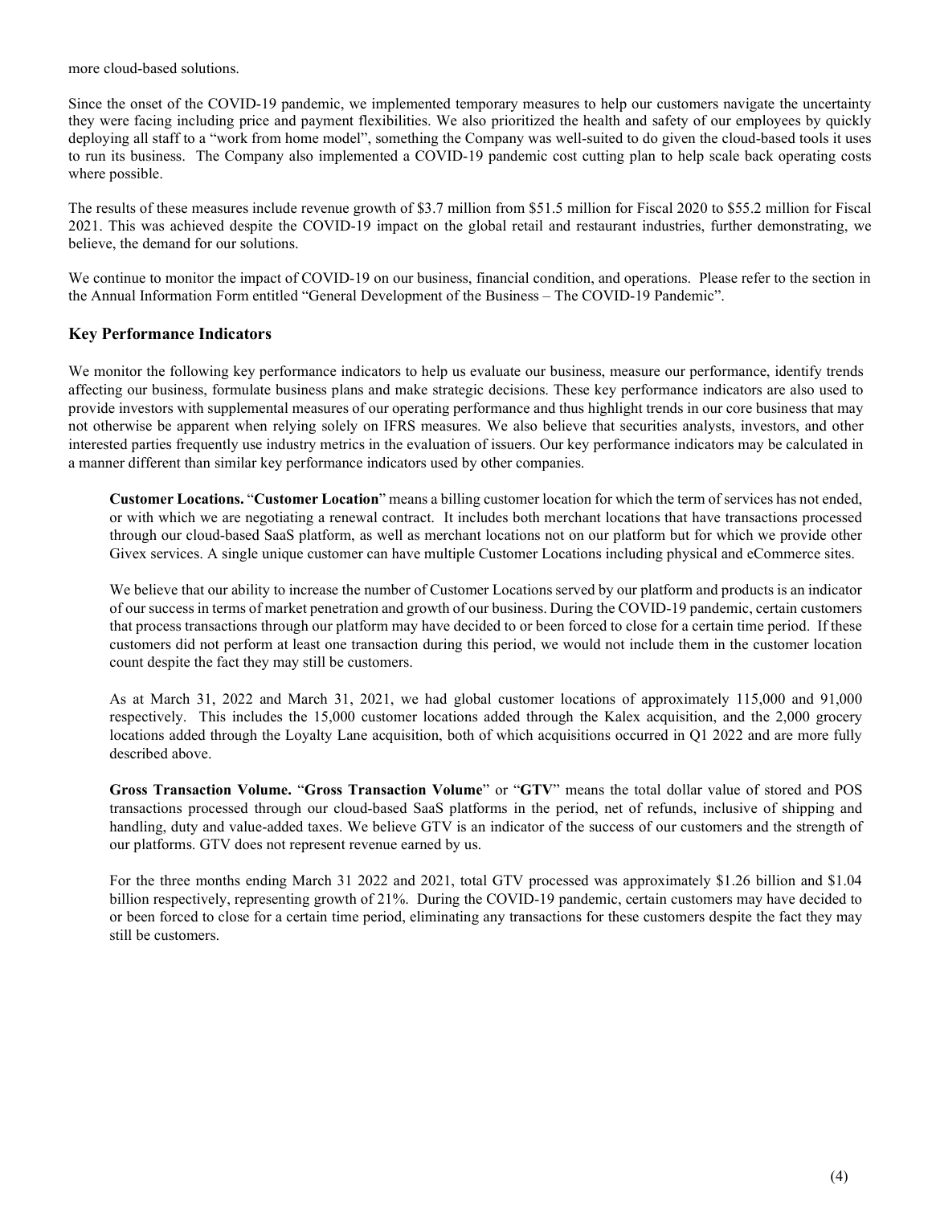more cloud-based solutions.

Since the onset of the COVID-19 pandemic, we implemented temporary measures to help our customers navigate the uncertainty they were facing including price and payment flexibilities. We also prioritized the health and safety of our employees by quickly deploying all staff to a "work from home model", something the Company was well-suited to do given the cloud-based tools it uses to run its business. The Company also implemented a COVID-19 pandemic cost cutting plan to help scale back operating costs where possible.

The results of these measures include revenue growth of $3.7 million from $51.5 million for Fiscal 2020 to $55.2 million for Fiscal 2021. This was achieved despite the COVID-19 impact on the global retail and restaurant industries, further demonstrating, we believe, the demand for our solutions.

We continue to monitor the impact of COVID-19 on our business, financial condition, and operations. Please refer to the section in the Annual Information Form entitled "General Development of the Business – The COVID-19 Pandemic".

## Key Performance Indicators

We monitor the following key performance indicators to help us evaluate our business, measure our performance, identify trends affecting our business, formulate business plans and make strategic decisions. These key performance indicators are also used to provide investors with supplemental measures of our operating performance and thus highlight trends in our core business that may not otherwise be apparent when relying solely on IFRS measures. We also believe that securities analysts, investors, and other interested parties frequently use industry metrics in the evaluation of issuers. Our key performance indicators may be calculated in a manner different than similar key performance indicators used by other companies.

**Customer Locations.** "**Customer Location**" means a billing customer location for which the term of services has not ended, or with which we are negotiating a renewal contract. It includes both merchant locations that have transactions processed through our cloud-based SaaS platform, as well as merchant locations not on our platform but for which we provide other Givex services. A single unique customer can have multiple Customer Locations including physical and eCommerce sites.

We believe that our ability to increase the number of Customer Locations served by our platform and products is an indicator of our success in terms of market penetration and growth of our business. During the COVID-19 pandemic, certain customers that process transactions through our platform may have decided to or been forced to close for a certain time period. If these customers did not perform at least one transaction during this period, we would not include them in the customer location count despite the fact they may still be customers.

As at March 31, 2022 and March 31, 2021, we had global customer locations of approximately 115,000 and 91,000 respectively. This includes the 15,000 customer locations added through the Kalex acquisition, and the 2,000 grocery locations added through the Loyalty Lane acquisition, both of which acquisitions occurred in Q1 2022 and are more fully described above.

**Gross Transaction Volume.** "**Gross Transaction Volume**" or "**GTV**" means the total dollar value of stored and POS transactions processed through our cloud-based SaaS platforms in the period, net of refunds, inclusive of shipping and handling, duty and value-added taxes. We believe GTV is an indicator of the success of our customers and the strength of our platforms. GTV does not represent revenue earned by us.

For the three months ending March 31 2022 and 2021, total GTV processed was approximately $1.26 billion and $1.04 billion respectively, representing growth of 21%. During the COVID-19 pandemic, certain customers may have decided to or been forced to close for a certain time period, eliminating any transactions for these customers despite the fact they may still be customers.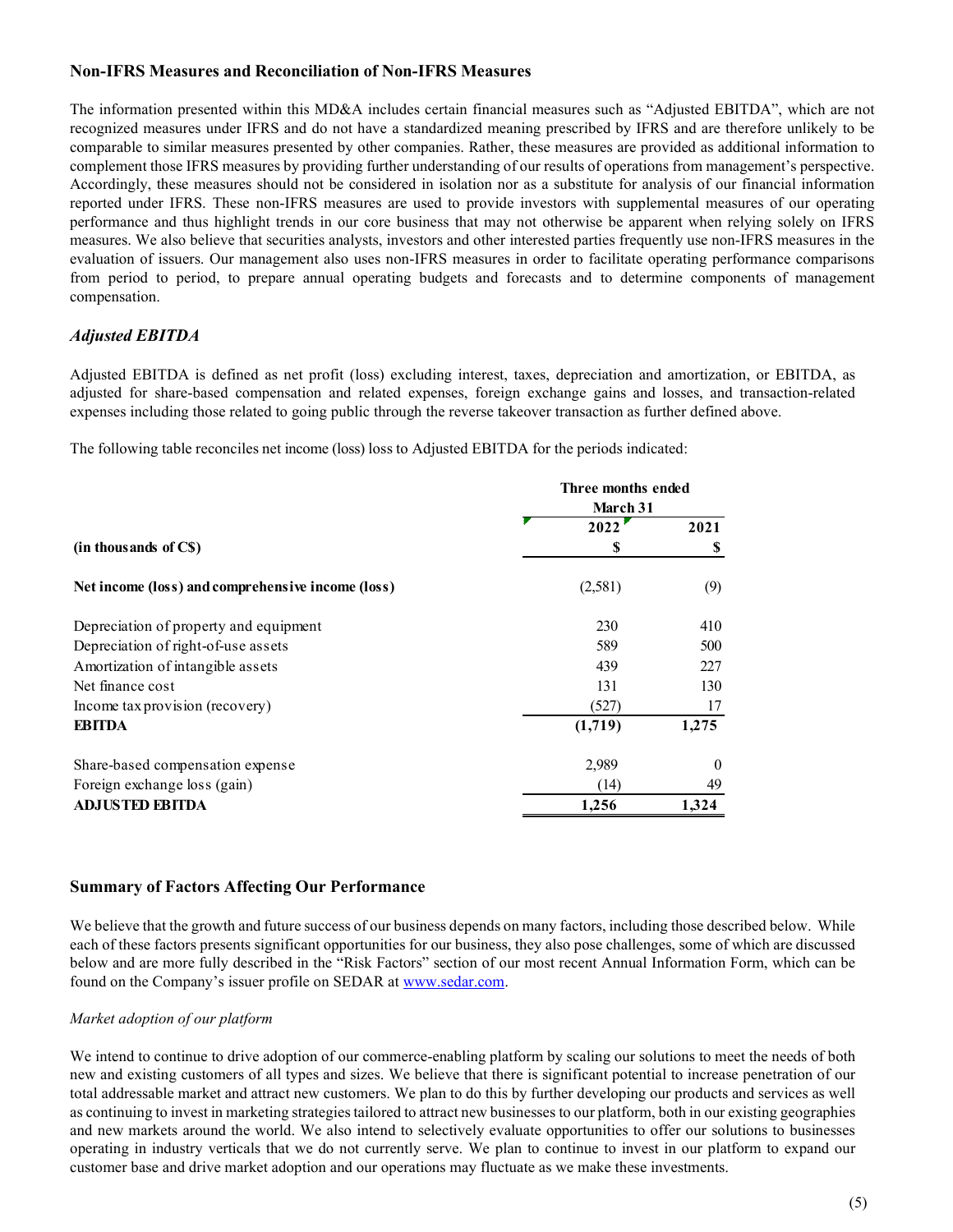## Non-IFRS Measures and Reconciliation of Non-IFRS Measures

The information presented within this MD&A includes certain financial measures such as "Adjusted EBITDA", which are not recognized measures under IFRS and do not have a standardized meaning prescribed by IFRS and are therefore unlikely to be comparable to similar measures presented by other companies. Rather, these measures are provided as additional information to complement those IFRS measures by providing further understanding of our results of operations from management's perspective. Accordingly, these measures should not be considered in isolation nor as a substitute for analysis of our financial information reported under IFRS. These non-IFRS measures are used to provide investors with supplemental measures of our operating performance and thus highlight trends in our core business that may not otherwise be apparent when relying solely on IFRS measures. We also believe that securities analysts, investors and other interested parties frequently use non-IFRS measures in the evaluation of issuers. Our management also uses non-IFRS measures in order to facilitate operating performance comparisons from period to period, to prepare annual operating budgets and forecasts and to determine components of management compensation.

### *Adjusted EBITDA*

Adjusted EBITDA is defined as net profit (loss) excluding interest, taxes, depreciation and amortization, or EBITDA, as adjusted for share-based compensation and related expenses, foreign exchange gains and losses, and transaction-related expenses including those related to going public through the reverse takeover transaction as further defined above.

The following table reconciles net income (loss) loss to Adjusted EBITDA for the periods indicated:

| | Three months ended March 31 | |
|---|---|---|
| | 2022 | 2021 |
| **(in thousands of C$)** | $ | $ |
| **Net income (loss) and comprehensive income (loss)** | (2,581) | (9) |
| Depreciation of property and equipment | 230 | 410 |
| Depreciation of right-of-use assets | 589 | 500 |
| Amortization of intangible assets | 439 | 227 |
| Net finance cost | 131 | 130 |
| Income tax provision (recovery) | (527) | 17 |
| **EBITDA** | **(1,719)** | **1,275** |
| Share-based compensation expense | 2,989 | 0 |
| Foreign exchange loss (gain) | (14) | 49 |
| **ADJUSTED EBITDA** | **1,256** | **1,324** |

## Summary of Factors Affecting Our Performance

We believe that the growth and future success of our business depends on many factors, including those described below. While each of these factors presents significant opportunities for our business, they also pose challenges, some of which are discussed below and are more fully described in the "Risk Factors" section of our most recent Annual Information Form, which can be found on the Company's issuer profile on SEDAR at www.sedar.com.

*Market adoption of our platform*

We intend to continue to drive adoption of our commerce-enabling platform by scaling our solutions to meet the needs of both new and existing customers of all types and sizes. We believe that there is significant potential to increase penetration of our total addressable market and attract new customers. We plan to do this by further developing our products and services as well as continuing to invest in marketing strategies tailored to attract new businesses to our platform, both in our existing geographies and new markets around the world. We also intend to selectively evaluate opportunities to offer our solutions to businesses operating in industry verticals that we do not currently serve. We plan to continue to invest in our platform to expand our customer base and drive market adoption and our operations may fluctuate as we make these investments.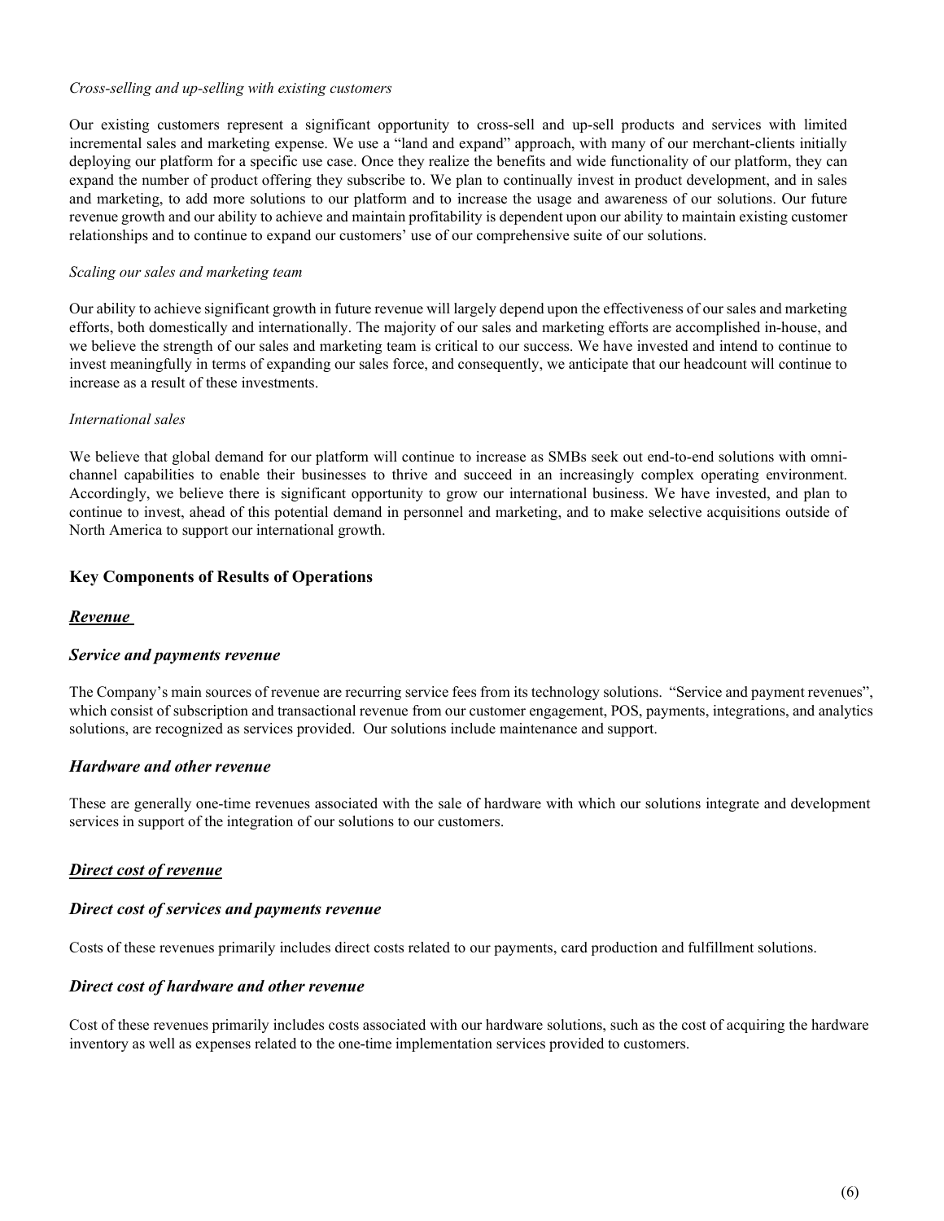*Cross-selling and up-selling with existing customers*

Our existing customers represent a significant opportunity to cross-sell and up-sell products and services with limited incremental sales and marketing expense. We use a "land and expand" approach, with many of our merchant-clients initially deploying our platform for a specific use case. Once they realize the benefits and wide functionality of our platform, they can expand the number of product offering they subscribe to. We plan to continually invest in product development, and in sales and marketing, to add more solutions to our platform and to increase the usage and awareness of our solutions. Our future revenue growth and our ability to achieve and maintain profitability is dependent upon our ability to maintain existing customer relationships and to continue to expand our customers' use of our comprehensive suite of our solutions.

*Scaling our sales and marketing team*

Our ability to achieve significant growth in future revenue will largely depend upon the effectiveness of our sales and marketing efforts, both domestically and internationally. The majority of our sales and marketing efforts are accomplished in-house, and we believe the strength of our sales and marketing team is critical to our success. We have invested and intend to continue to invest meaningfully in terms of expanding our sales force, and consequently, we anticipate that our headcount will continue to increase as a result of these investments.

*International sales*

We believe that global demand for our platform will continue to increase as SMBs seek out end-to-end solutions with omni-channel capabilities to enable their businesses to thrive and succeed in an increasingly complex operating environment. Accordingly, we believe there is significant opportunity to grow our international business. We have invested, and plan to continue to invest, ahead of this potential demand in personnel and marketing, and to make selective acquisitions outside of North America to support our international growth.

## Key Components of Results of Operations

### ***Revenue***

#### ***Service and payments revenue***

The Company's main sources of revenue are recurring service fees from its technology solutions. "Service and payment revenues", which consist of subscription and transactional revenue from our customer engagement, POS, payments, integrations, and analytics solutions, are recognized as services provided. Our solutions include maintenance and support.

#### ***Hardware and other revenue***

These are generally one-time revenues associated with the sale of hardware with which our solutions integrate and development services in support of the integration of our solutions to our customers.

### ***Direct cost of revenue***

#### ***Direct cost of services and payments revenue***

Costs of these revenues primarily includes direct costs related to our payments, card production and fulfillment solutions.

#### ***Direct cost of hardware and other revenue***

Cost of these revenues primarily includes costs associated with our hardware solutions, such as the cost of acquiring the hardware inventory as well as expenses related to the one-time implementation services provided to customers.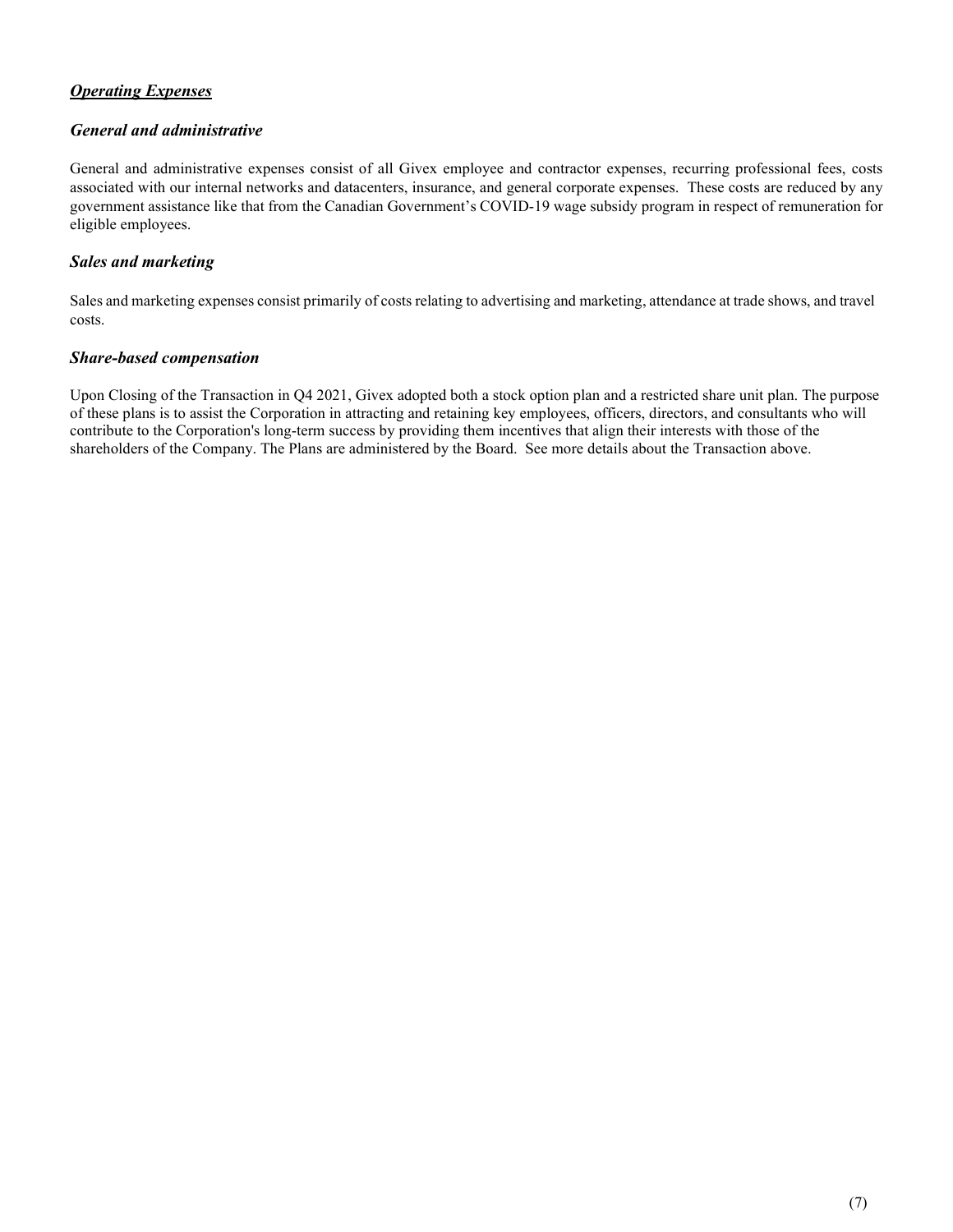## ***Operating Expenses***

### *General and administrative*

General and administrative expenses consist of all Givex employee and contractor expenses, recurring professional fees, costs associated with our internal networks and datacenters, insurance, and general corporate expenses. These costs are reduced by any government assistance like that from the Canadian Government's COVID-19 wage subsidy program in respect of remuneration for eligible employees.

### *Sales and marketing*

Sales and marketing expenses consist primarily of costs relating to advertising and marketing, attendance at trade shows, and travel costs.

### *Share-based compensation*

Upon Closing of the Transaction in Q4 2021, Givex adopted both a stock option plan and a restricted share unit plan. The purpose of these plans is to assist the Corporation in attracting and retaining key employees, officers, directors, and consultants who will contribute to the Corporation's long-term success by providing them incentives that align their interests with those of the shareholders of the Company. The Plans are administered by the Board. See more details about the Transaction above.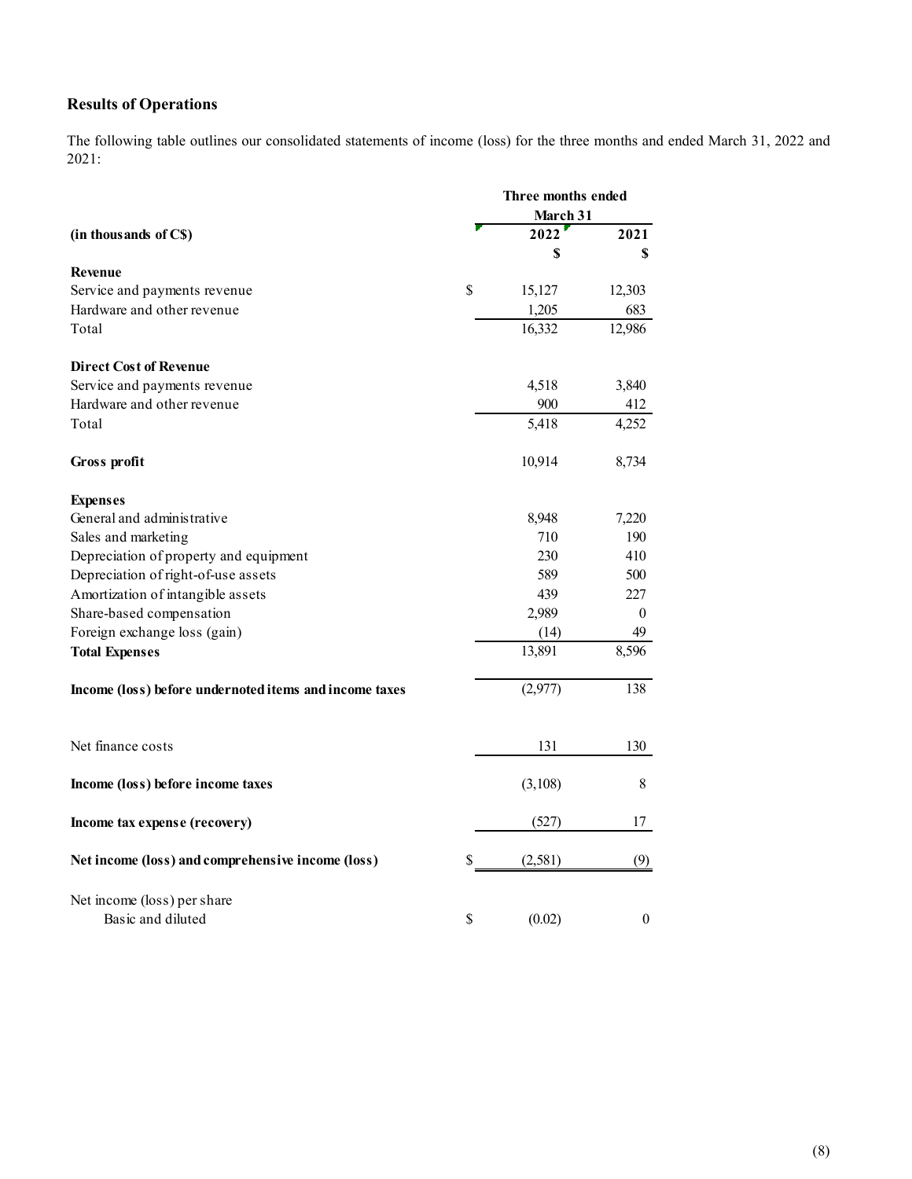## Results of Operations

The following table outlines our consolidated statements of income (loss) for the three months and ended March 31, 2022 and 2021:

| (in thousands of C$) | Three months ended March 31 | |
|---|---|---|
| | 2022 | 2021 |
| | $ | $ |
| **Revenue** | | |
| Service and payments revenue | $ 15,127 | 12,303 |
| Hardware and other revenue | 1,205 | 683 |
| Total | 16,332 | 12,986 |
| **Direct Cost of Revenue** | | |
| Service and payments revenue | 4,518 | 3,840 |
| Hardware and other revenue | 900 | 412 |
| Total | 5,418 | 4,252 |
| **Gross profit** | 10,914 | 8,734 |
| **Expenses** | | |
| General and administrative | 8,948 | 7,220 |
| Sales and marketing | 710 | 190 |
| Depreciation of property and equipment | 230 | 410 |
| Depreciation of right-of-use assets | 589 | 500 |
| Amortization of intangible assets | 439 | 227 |
| Share-based compensation | 2,989 | 0 |
| Foreign exchange loss (gain) | (14) | 49 |
| **Total Expenses** | 13,891 | 8,596 |
| **Income (loss) before undernoted items and income taxes** | (2,977) | 138 |
| Net finance costs | 131 | 130 |
| **Income (loss) before income taxes** | (3,108) | 8 |
| **Income tax expense (recovery)** | (527) | 17 |
| **Net income (loss) and comprehensive income (loss)** | $ (2,581) | (9) |
| Net income (loss) per share | | |
| Basic and diluted | $ (0.02) | 0 |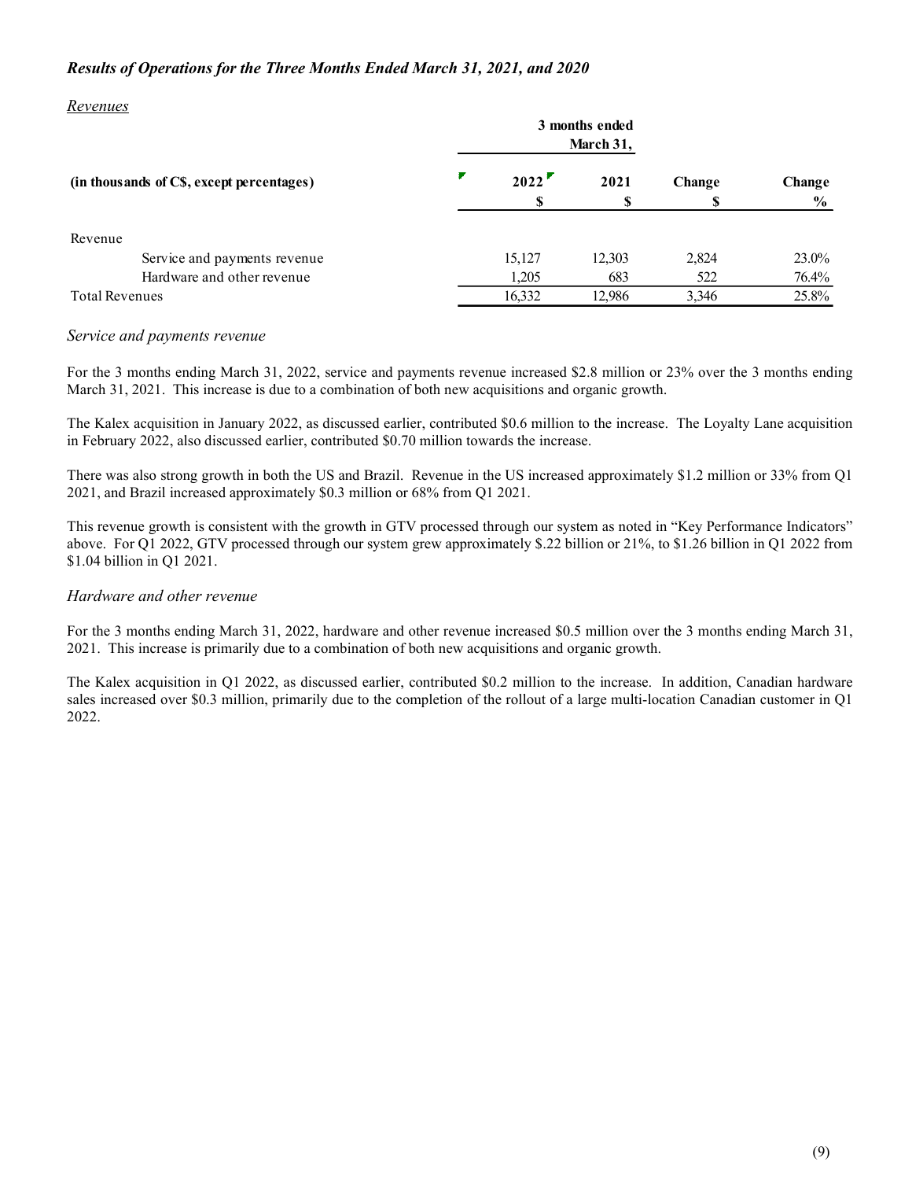### *Results of Operations for the Three Months Ended March 31, 2021, and 2020*

*Revenues*

| (in thousands of C$, except percentages) | 3 months ended March 31, 2022 $ | 2021 $ | Change $ | Change % |
|---|---|---|---|---|
| Revenue | | | | |
| Service and payments revenue | 15,127 | 12,303 | 2,824 | 23.0% |
| Hardware and other revenue | 1,205 | 683 | 522 | 76.4% |
| Total Revenues | 16,332 | 12,986 | 3,346 | 25.8% |

*Service and payments revenue*

For the 3 months ending March 31, 2022, service and payments revenue increased $2.8 million or 23% over the 3 months ending March 31, 2021. This increase is due to a combination of both new acquisitions and organic growth.

The Kalex acquisition in January 2022, as discussed earlier, contributed $0.6 million to the increase. The Loyalty Lane acquisition in February 2022, also discussed earlier, contributed $0.70 million towards the increase.

There was also strong growth in both the US and Brazil. Revenue in the US increased approximately $1.2 million or 33% from Q1 2021, and Brazil increased approximately $0.3 million or 68% from Q1 2021.

This revenue growth is consistent with the growth in GTV processed through our system as noted in "Key Performance Indicators" above. For Q1 2022, GTV processed through our system grew approximately $.22 billion or 21%, to $1.26 billion in Q1 2022 from $1.04 billion in Q1 2021.

*Hardware and other revenue*

For the 3 months ending March 31, 2022, hardware and other revenue increased $0.5 million over the 3 months ending March 31, 2021. This increase is primarily due to a combination of both new acquisitions and organic growth.

The Kalex acquisition in Q1 2022, as discussed earlier, contributed $0.2 million to the increase. In addition, Canadian hardware sales increased over $0.3 million, primarily due to the completion of the rollout of a large multi-location Canadian customer in Q1 2022.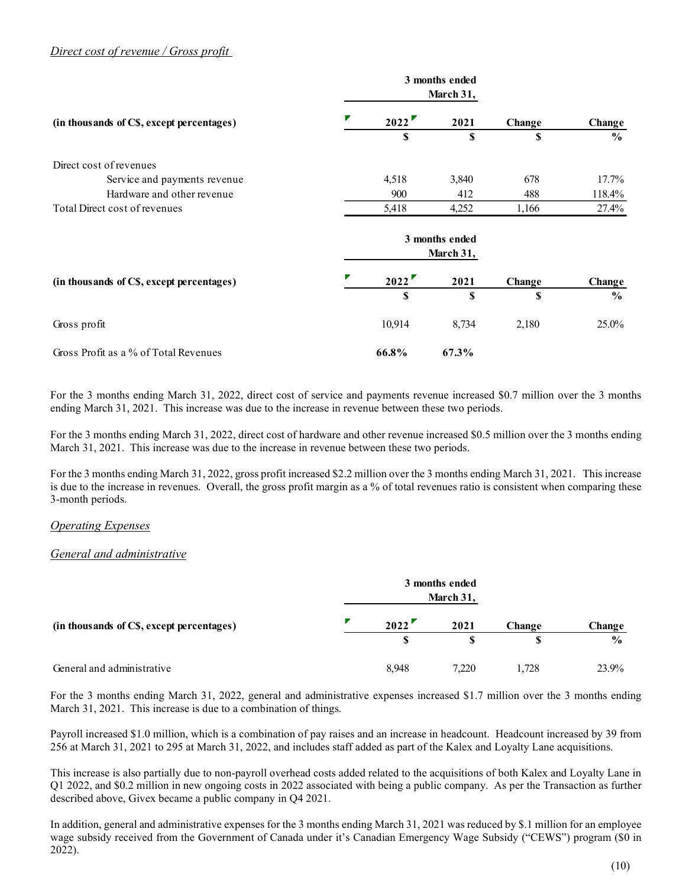*Direct cost of revenue / Gross profit*

| (in thousands of C$, except percentages) | 3 months ended March 31, 2022 | 3 months ended March 31, 2021 | Change | Change |
|---|---|---|---|---|
| | $ | $ | $ | % |
| Direct cost of revenues | | | | |
| Service and payments revenue | 4,518 | 3,840 | 678 | 17.7% |
| Hardware and other revenue | 900 | 412 | 488 | 118.4% |
| Total Direct cost of revenues | 5,418 | 4,252 | 1,166 | 27.4% |

| (in thousands of C$, except percentages) | 3 months ended March 31, 2022 | 3 months ended March 31, 2021 | Change | Change |
|---|---|---|---|---|
| | $ | $ | $ | % |
| Gross profit | 10,914 | 8,734 | 2,180 | 25.0% |
| Gross Profit as a % of Total Revenues | **66.8%** | **67.3%** | | |

For the 3 months ending March 31, 2022, direct cost of service and payments revenue increased $0.7 million over the 3 months ending March 31, 2021. This increase was due to the increase in revenue between these two periods.

For the 3 months ending March 31, 2022, direct cost of hardware and other revenue increased $0.5 million over the 3 months ending March 31, 2021. This increase was due to the increase in revenue between these two periods.

For the 3 months ending March 31, 2022, gross profit increased $2.2 million over the 3 months ending March 31, 2021. This increase is due to the increase in revenues. Overall, the gross profit margin as a % of total revenues ratio is consistent when comparing these 3-month periods.

*Operating Expenses*

*General and administrative*

| (in thousands of C$, except percentages) | 3 months ended March 31, 2022 | 3 months ended March 31, 2021 | Change | Change |
|---|---|---|---|---|
| | $ | $ | $ | % |
| General and administrative | 8,948 | 7,220 | 1,728 | 23.9% |

For the 3 months ending March 31, 2022, general and administrative expenses increased $1.7 million over the 3 months ending March 31, 2021. This increase is due to a combination of things.

Payroll increased $1.0 million, which is a combination of pay raises and an increase in headcount. Headcount increased by 39 from 256 at March 31, 2021 to 295 at March 31, 2022, and includes staff added as part of the Kalex and Loyalty Lane acquisitions.

This increase is also partially due to non-payroll overhead costs added related to the acquisitions of both Kalex and Loyalty Lane in Q1 2022, and $0.2 million in new ongoing costs in 2022 associated with being a public company. As per the Transaction as further described above, Givex became a public company in Q4 2021.

In addition, general and administrative expenses for the 3 months ending March 31, 2021 was reduced by $.1 million for an employee wage subsidy received from the Government of Canada under it's Canadian Emergency Wage Subsidy ("CEWS") program ($0 in 2022).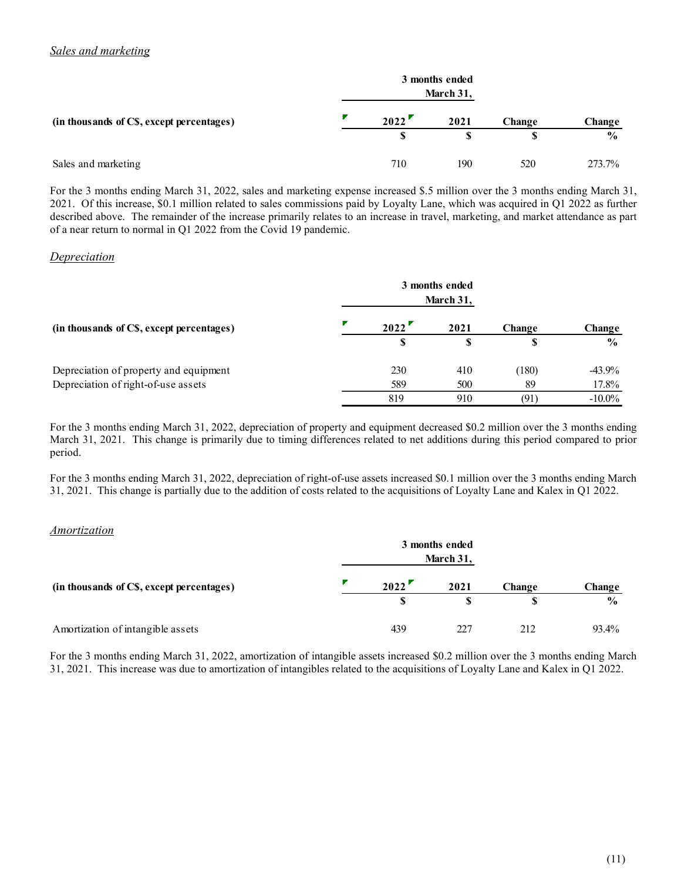*Sales and marketing*

| (in thousands of C$, except percentages) | 3 months ended March 31, | | | |
|---|---|---|---|---|
| | 2022 | 2021 | Change | Change |
| | $ | $ | $ | % |
| Sales and marketing | 710 | 190 | 520 | 273.7% |

For the 3 months ending March 31, 2022, sales and marketing expense increased $.5 million over the 3 months ending March 31, 2021. Of this increase, $0.1 million related to sales commissions paid by Loyalty Lane, which was acquired in Q1 2022 as further described above. The remainder of the increase primarily relates to an increase in travel, marketing, and market attendance as part of a near return to normal in Q1 2022 from the Covid 19 pandemic.

*Depreciation*

| (in thousands of C$, except percentages) | 3 months ended March 31, | | | |
|---|---|---|---|---|
| | 2022 | 2021 | Change | Change |
| | $ | $ | $ | % |
| Depreciation of property and equipment | 230 | 410 | (180) | -43.9% |
| Depreciation of right-of-use assets | 589 | 500 | 89 | 17.8% |
| | 819 | 910 | (91) | -10.0% |

For the 3 months ending March 31, 2022, depreciation of property and equipment decreased $0.2 million over the 3 months ending March 31, 2021. This change is primarily due to timing differences related to net additions during this period compared to prior period.

For the 3 months ending March 31, 2022, depreciation of right-of-use assets increased $0.1 million over the 3 months ending March 31, 2021. This change is partially due to the addition of costs related to the acquisitions of Loyalty Lane and Kalex in Q1 2022.

*Amortization*

| (in thousands of C$, except percentages) | 3 months ended March 31, | | | |
|---|---|---|---|---|
| | 2022 | 2021 | Change | Change |
| | $ | $ | $ | % |
| Amortization of intangible assets | 439 | 227 | 212 | 93.4% |

For the 3 months ending March 31, 2022, amortization of intangible assets increased $0.2 million over the 3 months ending March 31, 2021. This increase was due to amortization of intangibles related to the acquisitions of Loyalty Lane and Kalex in Q1 2022.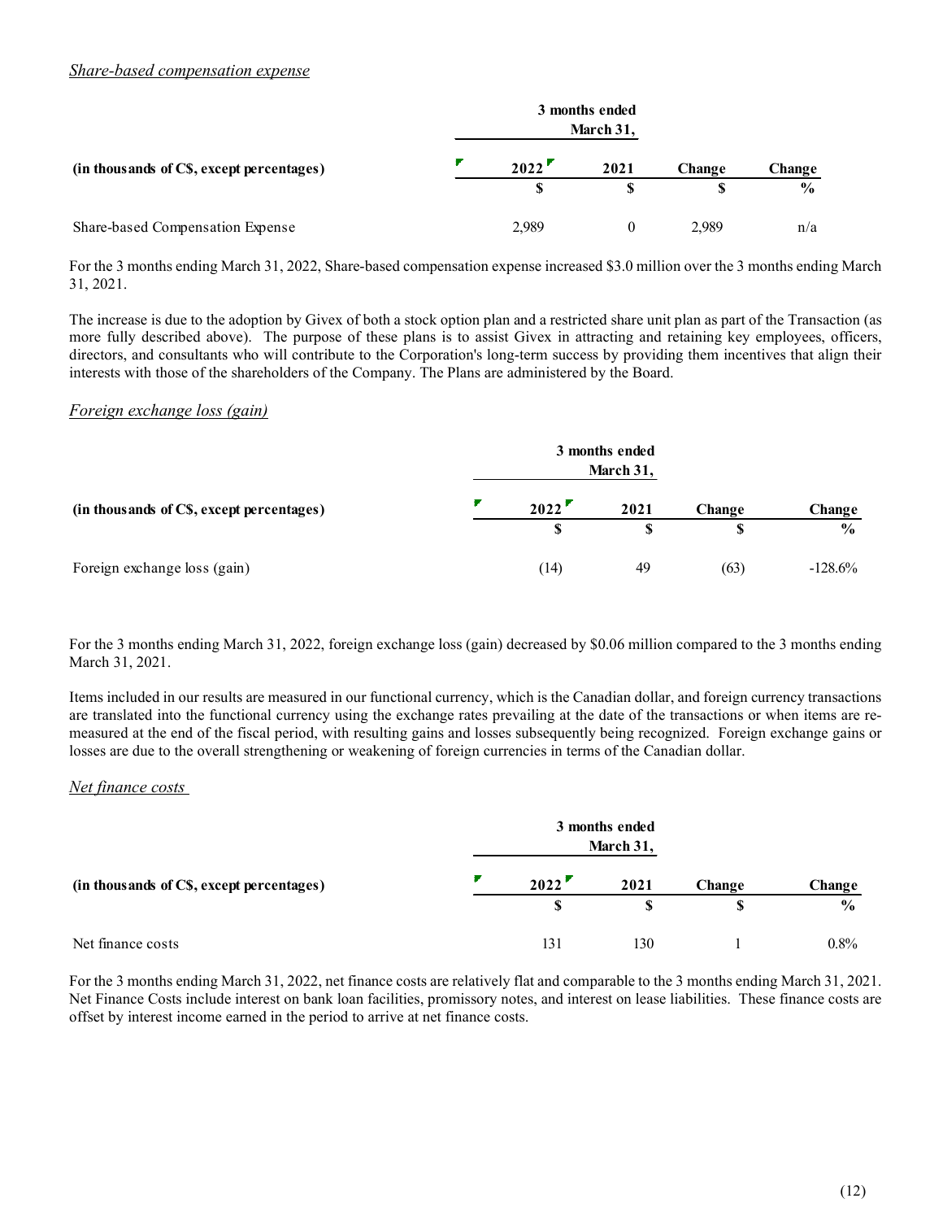*Share-based compensation expense*

| (in thousands of C$, except percentages) | 3 months ended March 31, 2022 | 3 months ended March 31, 2021 | Change | Change |
|---|---|---|---|---|
| | $ | $ | $ | % |
| Share-based Compensation Expense | 2,989 | 0 | 2,989 | n/a |

For the 3 months ending March 31, 2022, Share-based compensation expense increased $3.0 million over the 3 months ending March 31, 2021.

The increase is due to the adoption by Givex of both a stock option plan and a restricted share unit plan as part of the Transaction (as more fully described above). The purpose of these plans is to assist Givex in attracting and retaining key employees, officers, directors, and consultants who will contribute to the Corporation's long-term success by providing them incentives that align their interests with those of the shareholders of the Company. The Plans are administered by the Board.

*Foreign exchange loss (gain)*

| (in thousands of C$, except percentages) | 3 months ended March 31, 2022 | 3 months ended March 31, 2021 | Change | Change |
|---|---|---|---|---|
| | $ | $ | $ | % |
| Foreign exchange loss (gain) | (14) | 49 | (63) | -128.6% |

For the 3 months ending March 31, 2022, foreign exchange loss (gain) decreased by $0.06 million compared to the 3 months ending March 31, 2021.

Items included in our results are measured in our functional currency, which is the Canadian dollar, and foreign currency transactions are translated into the functional currency using the exchange rates prevailing at the date of the transactions or when items are re-measured at the end of the fiscal period, with resulting gains and losses subsequently being recognized. Foreign exchange gains or losses are due to the overall strengthening or weakening of foreign currencies in terms of the Canadian dollar.

*Net finance costs*

| (in thousands of C$, except percentages) | 3 months ended March 31, 2022 | 3 months ended March 31, 2021 | Change | Change |
|---|---|---|---|---|
| | $ | $ | $ | % |
| Net finance costs | 131 | 130 | 1 | 0.8% |

For the 3 months ending March 31, 2022, net finance costs are relatively flat and comparable to the 3 months ending March 31, 2021. Net Finance Costs include interest on bank loan facilities, promissory notes, and interest on lease liabilities. These finance costs are offset by interest income earned in the period to arrive at net finance costs.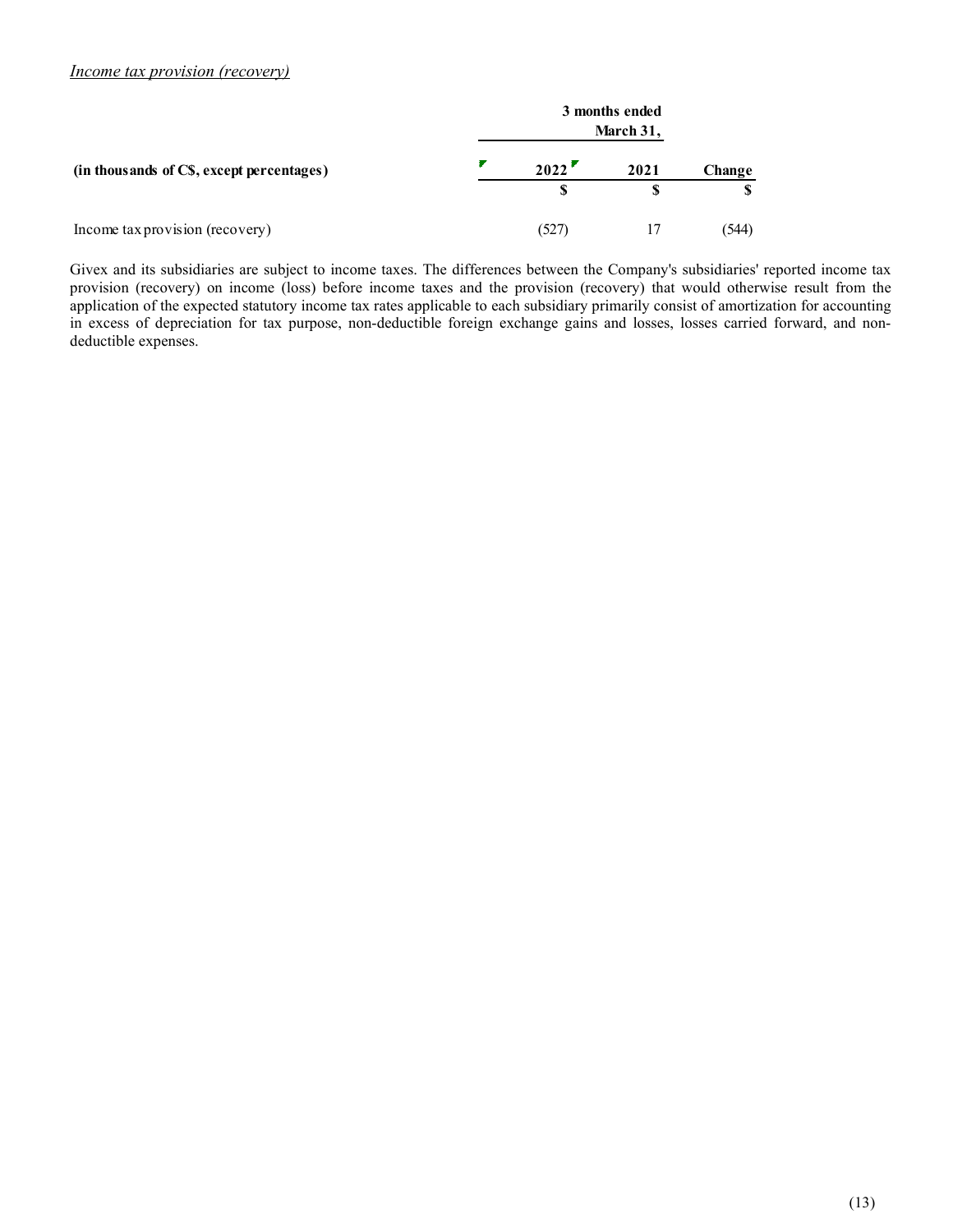*Income tax provision (recovery)*

| | 3 months ended March 31, | | |
|---|---|---|---|
| **(in thousands of C$, except percentages)** | **2022** | **2021** | **Change** |
| | **$** | **$** | **$** |
| Income tax provision (recovery) | (527) | 17 | (544) |

Givex and its subsidiaries are subject to income taxes. The differences between the Company's subsidiaries' reported income tax provision (recovery) on income (loss) before income taxes and the provision (recovery) that would otherwise result from the application of the expected statutory income tax rates applicable to each subsidiary primarily consist of amortization for accounting in excess of depreciation for tax purpose, non-deductible foreign exchange gains and losses, losses carried forward, and non-deductible expenses.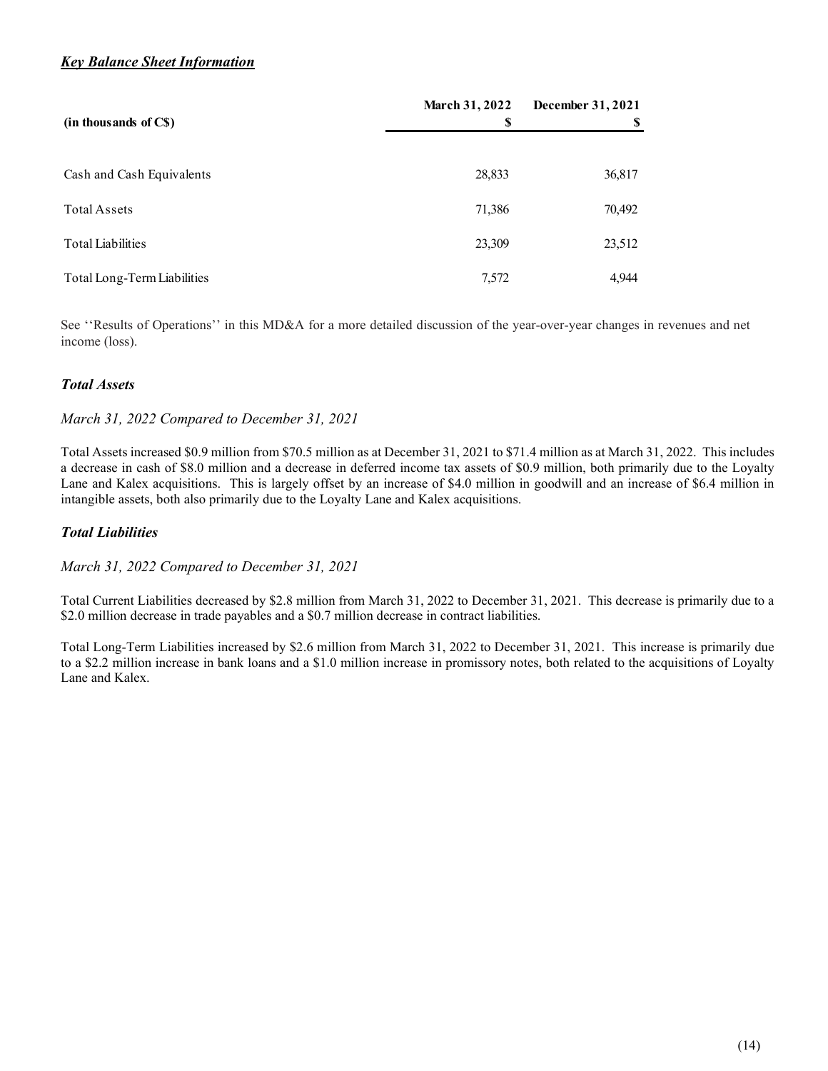## ***Key Balance Sheet Information***

| (in thousands of C$) | March 31, 2022<br>$ | December 31, 2021<br>$ |
|---|---|---|
| Cash and Cash Equivalents | 28,833 | 36,817 |
| Total Assets | 71,386 | 70,492 |
| Total Liabilities | 23,309 | 23,512 |
| Total Long-Term Liabilities | 7,572 | 4,944 |

See ''Results of Operations'' in this MD&A for a more detailed discussion of the year-over-year changes in revenues and net income (loss).

### ***Total Assets***

*March 31, 2022 Compared to December 31, 2021*

Total Assets increased $0.9 million from $70.5 million as at December 31, 2021 to $71.4 million as at March 31, 2022. This includes a decrease in cash of $8.0 million and a decrease in deferred income tax assets of $0.9 million, both primarily due to the Loyalty Lane and Kalex acquisitions. This is largely offset by an increase of $4.0 million in goodwill and an increase of $6.4 million in intangible assets, both also primarily due to the Loyalty Lane and Kalex acquisitions.

### ***Total Liabilities***

*March 31, 2022 Compared to December 31, 2021*

Total Current Liabilities decreased by $2.8 million from March 31, 2022 to December 31, 2021. This decrease is primarily due to a $2.0 million decrease in trade payables and a $0.7 million decrease in contract liabilities.

Total Long-Term Liabilities increased by $2.6 million from March 31, 2022 to December 31, 2021. This increase is primarily due to a $2.2 million increase in bank loans and a $1.0 million increase in promissory notes, both related to the acquisitions of Loyalty Lane and Kalex.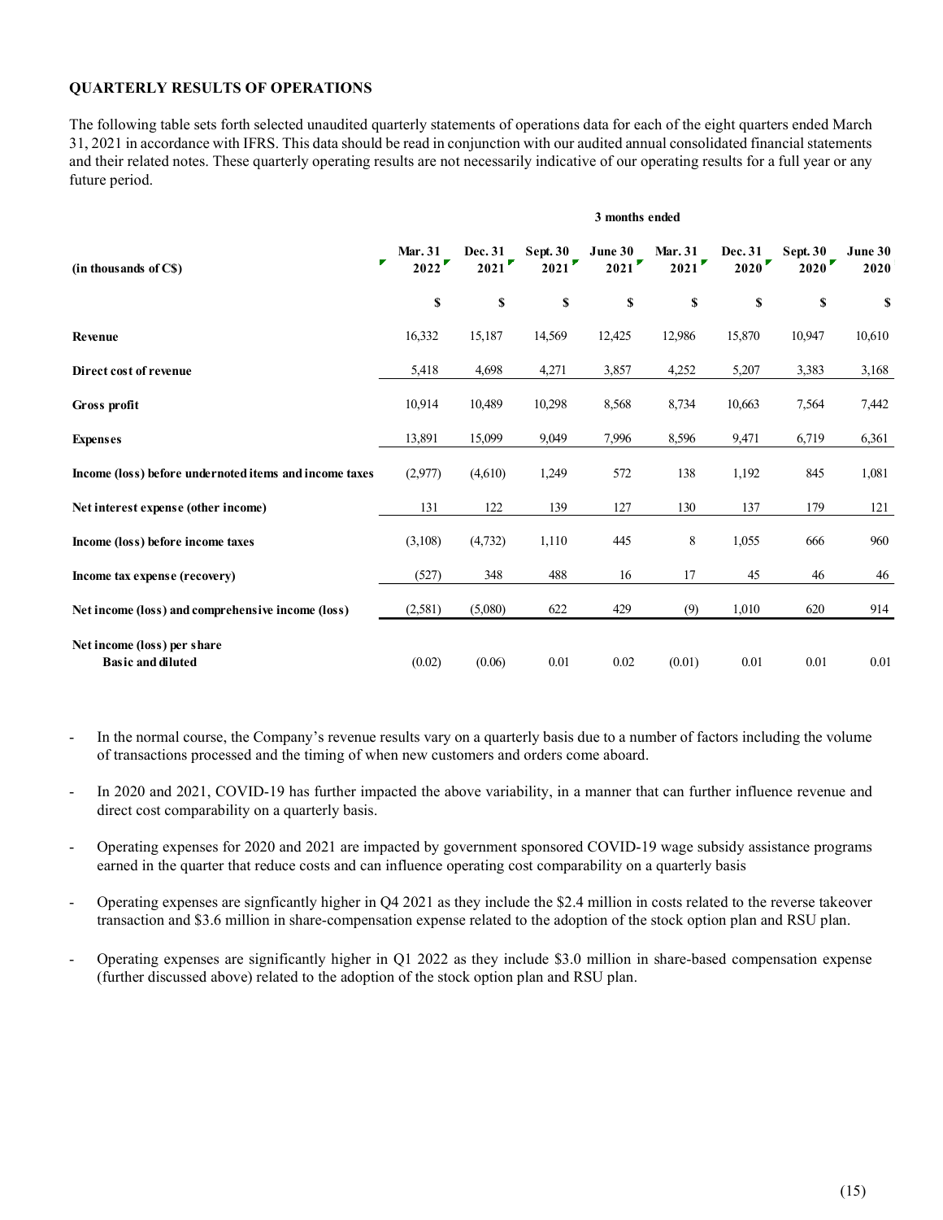**QUARTERLY RESULTS OF OPERATIONS**

The following table sets forth selected unaudited quarterly statements of operations data for each of the eight quarters ended March 31, 2021 in accordance with IFRS. This data should be read in conjunction with our audited annual consolidated financial statements and their related notes. These quarterly operating results are not necessarily indicative of our operating results for a full year or any future period.

| | 3 months ended | | | | | | | |
|---|---|---|---|---|---|---|---|---|
| **(in thousands of C$)** | **Mar. 31 2022** | **Dec. 31 2021** | **Sept. 30 2021** | **June 30 2021** | **Mar. 31 2021** | **Dec. 31 2020** | **Sept. 30 2020** | **June 30 2020** |
| | **$** | **$** | **$** | **$** | **$** | **$** | **$** | **$** |
| **Revenue** | 16,332 | 15,187 | 14,569 | 12,425 | 12,986 | 15,870 | 10,947 | 10,610 |
| **Direct cost of revenue** | 5,418 | 4,698 | 4,271 | 3,857 | 4,252 | 5,207 | 3,383 | 3,168 |
| **Gross profit** | 10,914 | 10,489 | 10,298 | 8,568 | 8,734 | 10,663 | 7,564 | 7,442 |
| **Expenses** | 13,891 | 15,099 | 9,049 | 7,996 | 8,596 | 9,471 | 6,719 | 6,361 |
| **Income (loss) before undernoted items and income taxes** | (2,977) | (4,610) | 1,249 | 572 | 138 | 1,192 | 845 | 1,081 |
| **Net interest expense (other income)** | 131 | 122 | 139 | 127 | 130 | 137 | 179 | 121 |
| **Income (loss) before income taxes** | (3,108) | (4,732) | 1,110 | 445 | 8 | 1,055 | 666 | 960 |
| **Income tax expense (recovery)** | (527) | 348 | 488 | 16 | 17 | 45 | 46 | 46 |
| **Net income (loss) and comprehensive income (loss)** | (2,581) | (5,080) | 622 | 429 | (9) | 1,010 | 620 | 914 |
| **Net income (loss) per share Basic and diluted** | (0.02) | (0.06) | 0.01 | 0.02 | (0.01) | 0.01 | 0.01 | 0.01 |

- In the normal course, the Company's revenue results vary on a quarterly basis due to a number of factors including the volume of transactions processed and the timing of when new customers and orders come aboard.
- In 2020 and 2021, COVID-19 has further impacted the above variability, in a manner that can further influence revenue and direct cost comparability on a quarterly basis.
- Operating expenses for 2020 and 2021 are impacted by government sponsored COVID-19 wage subsidy assistance programs earned in the quarter that reduce costs and can influence operating cost comparability on a quarterly basis
- Operating expenses are signficantly higher in Q4 2021 as they include the $2.4 million in costs related to the reverse takeover transaction and $3.6 million in share-compensation expense related to the adoption of the stock option plan and RSU plan.
- Operating expenses are significantly higher in Q1 2022 as they include $3.0 million in share-based compensation expense (further discussed above) related to the adoption of the stock option plan and RSU plan.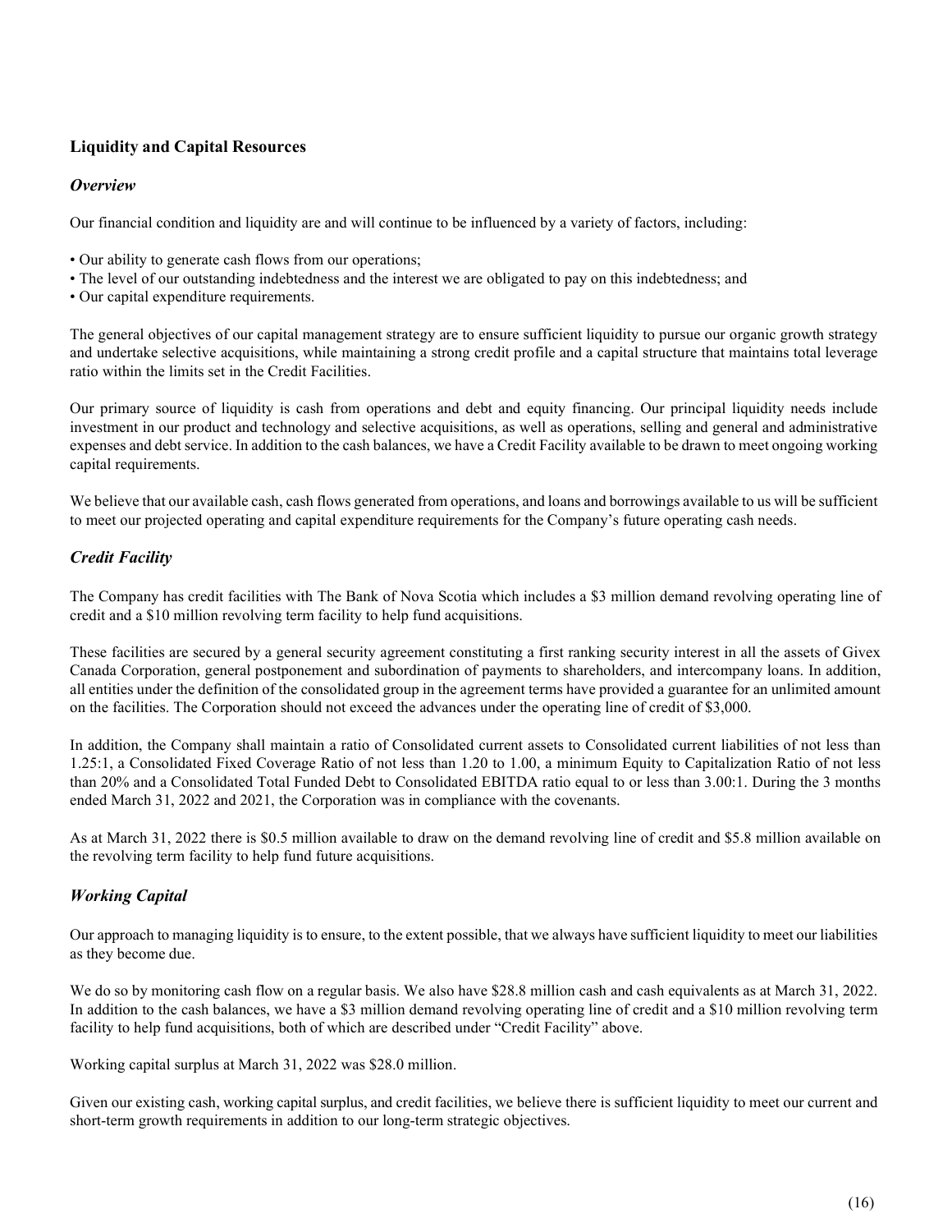## Liquidity and Capital Resources

### *Overview*

Our financial condition and liquidity are and will continue to be influenced by a variety of factors, including:

• Our ability to generate cash flows from our operations;
• The level of our outstanding indebtedness and the interest we are obligated to pay on this indebtedness; and
• Our capital expenditure requirements.

The general objectives of our capital management strategy are to ensure sufficient liquidity to pursue our organic growth strategy and undertake selective acquisitions, while maintaining a strong credit profile and a capital structure that maintains total leverage ratio within the limits set in the Credit Facilities.

Our primary source of liquidity is cash from operations and debt and equity financing. Our principal liquidity needs include investment in our product and technology and selective acquisitions, as well as operations, selling and general and administrative expenses and debt service. In addition to the cash balances, we have a Credit Facility available to be drawn to meet ongoing working capital requirements.

We believe that our available cash, cash flows generated from operations, and loans and borrowings available to us will be sufficient to meet our projected operating and capital expenditure requirements for the Company's future operating cash needs.

### *Credit Facility*

The Company has credit facilities with The Bank of Nova Scotia which includes a $3 million demand revolving operating line of credit and a $10 million revolving term facility to help fund acquisitions.

These facilities are secured by a general security agreement constituting a first ranking security interest in all the assets of Givex Canada Corporation, general postponement and subordination of payments to shareholders, and intercompany loans. In addition, all entities under the definition of the consolidated group in the agreement terms have provided a guarantee for an unlimited amount on the facilities. The Corporation should not exceed the advances under the operating line of credit of $3,000.

In addition, the Company shall maintain a ratio of Consolidated current assets to Consolidated current liabilities of not less than 1.25:1, a Consolidated Fixed Coverage Ratio of not less than 1.20 to 1.00, a minimum Equity to Capitalization Ratio of not less than 20% and a Consolidated Total Funded Debt to Consolidated EBITDA ratio equal to or less than 3.00:1. During the 3 months ended March 31, 2022 and 2021, the Corporation was in compliance with the covenants.

As at March 31, 2022 there is $0.5 million available to draw on the demand revolving line of credit and $5.8 million available on the revolving term facility to help fund future acquisitions.

### *Working Capital*

Our approach to managing liquidity is to ensure, to the extent possible, that we always have sufficient liquidity to meet our liabilities as they become due.

We do so by monitoring cash flow on a regular basis. We also have $28.8 million cash and cash equivalents as at March 31, 2022. In addition to the cash balances, we have a $3 million demand revolving operating line of credit and a $10 million revolving term facility to help fund acquisitions, both of which are described under "Credit Facility" above.

Working capital surplus at March 31, 2022 was $28.0 million.

Given our existing cash, working capital surplus, and credit facilities, we believe there is sufficient liquidity to meet our current and short-term growth requirements in addition to our long-term strategic objectives.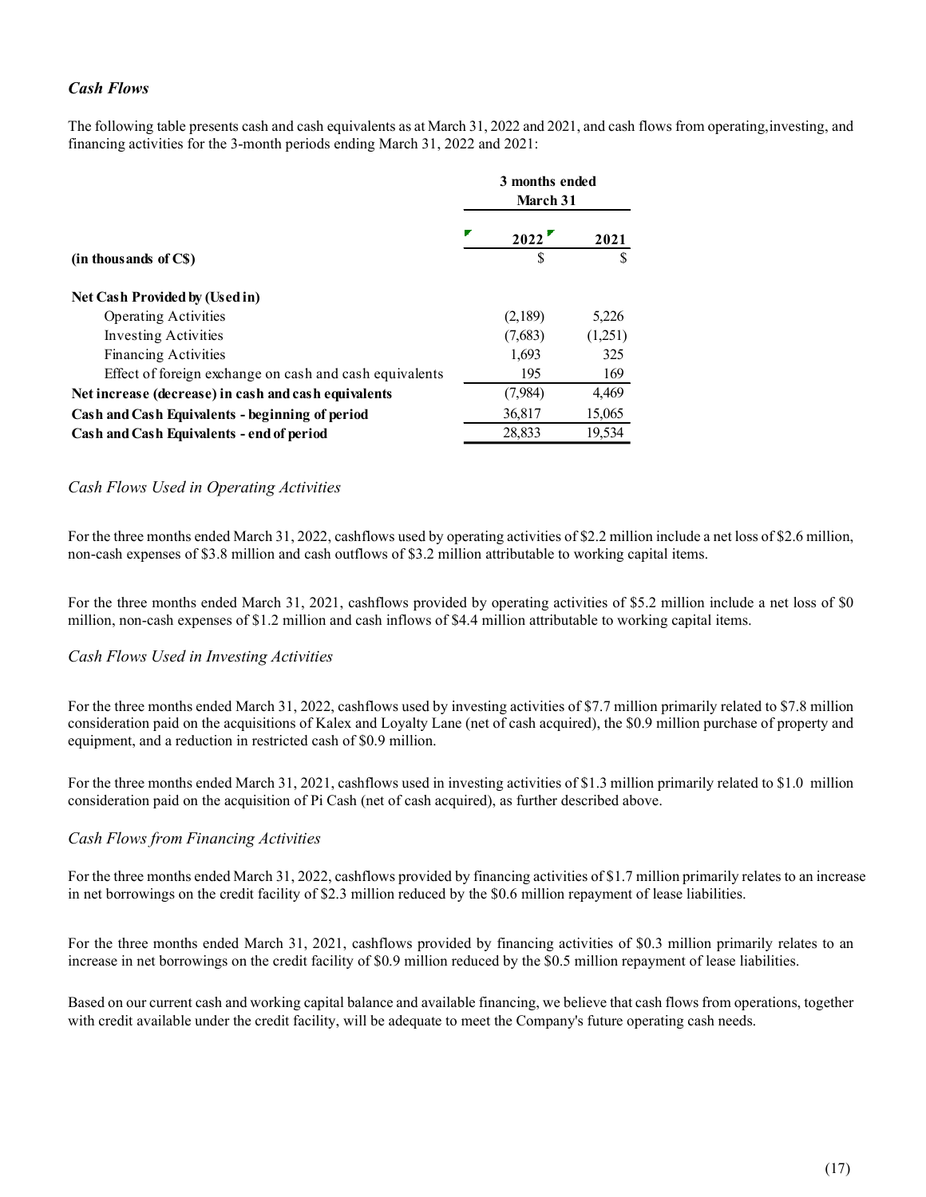### *Cash Flows*

The following table presents cash and cash equivalents as at March 31, 2022 and 2021, and cash flows from operating,investing, and financing activities for the 3-month periods ending March 31, 2022 and 2021:

| | 3 months ended March 31 | |
|---|---|---|
| | 2022 | 2021 |
| **(in thousands of C$)** | $ | $ |
| **Net Cash Provided by (Used in)** | | |
| Operating Activities | (2,189) | 5,226 |
| Investing Activities | (7,683) | (1,251) |
| Financing Activities | 1,693 | 325 |
| Effect of foreign exchange on cash and cash equivalents | 195 | 169 |
| **Net increase (decrease) in cash and cash equivalents** | (7,984) | 4,469 |
| **Cash and Cash Equivalents - beginning of period** | 36,817 | 15,065 |
| **Cash and Cash Equivalents - end of period** | 28,833 | 19,534 |

#### *Cash Flows Used in Operating Activities*

For the three months ended March 31, 2022, cashflows used by operating activities of $2.2 million include a net loss of $2.6 million, non-cash expenses of $3.8 million and cash outflows of $3.2 million attributable to working capital items.

For the three months ended March 31, 2021, cashflows provided by operating activities of $5.2 million include a net loss of $0 million, non-cash expenses of $1.2 million and cash inflows of $4.4 million attributable to working capital items.

#### *Cash Flows Used in Investing Activities*

For the three months ended March 31, 2022, cashflows used by investing activities of $7.7 million primarily related to $7.8 million consideration paid on the acquisitions of Kalex and Loyalty Lane (net of cash acquired), the $0.9 million purchase of property and equipment, and a reduction in restricted cash of $0.9 million.

For the three months ended March 31, 2021, cashflows used in investing activities of $1.3 million primarily related to $1.0 million consideration paid on the acquisition of Pi Cash (net of cash acquired), as further described above.

#### *Cash Flows from Financing Activities*

For the three months ended March 31, 2022, cashflows provided by financing activities of $1.7 million primarily relates to an increase in net borrowings on the credit facility of $2.3 million reduced by the $0.6 million repayment of lease liabilities.

For the three months ended March 31, 2021, cashflows provided by financing activities of $0.3 million primarily relates to an increase in net borrowings on the credit facility of $0.9 million reduced by the $0.5 million repayment of lease liabilities.

Based on our current cash and working capital balance and available financing, we believe that cash flows from operations, together with credit available under the credit facility, will be adequate to meet the Company's future operating cash needs.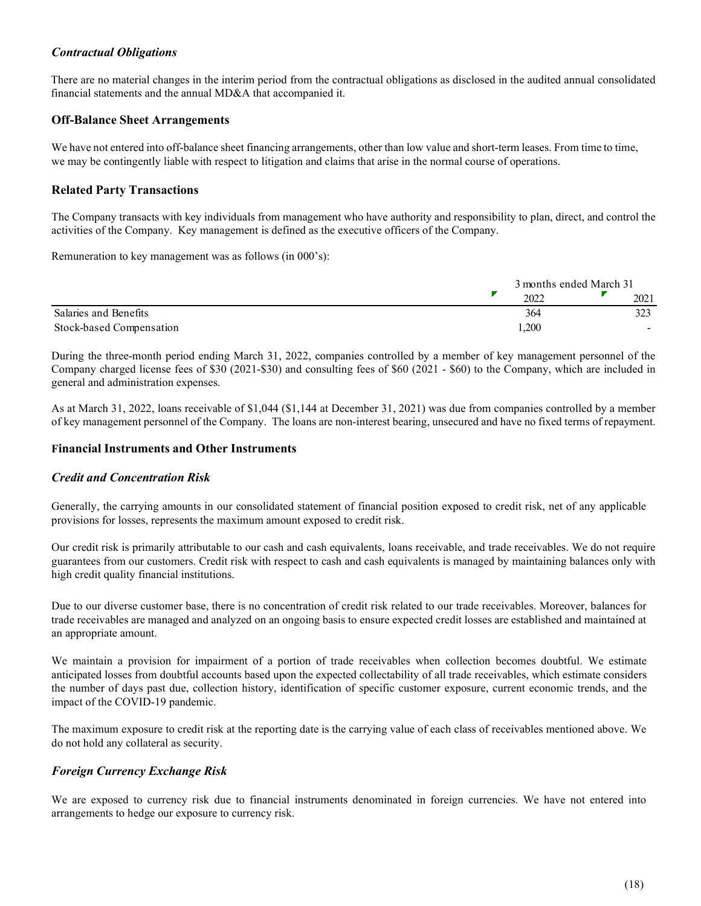### *Contractual Obligations*

There are no material changes in the interim period from the contractual obligations as disclosed in the audited annual consolidated financial statements and the annual MD&A that accompanied it.

## Off-Balance Sheet Arrangements

We have not entered into off-balance sheet financing arrangements, other than low value and short-term leases. From time to time, we may be contingently liable with respect to litigation and claims that arise in the normal course of operations.

## Related Party Transactions

The Company transacts with key individuals from management who have authority and responsibility to plan, direct, and control the activities of the Company. Key management is defined as the executive officers of the Company.

Remuneration to key management was as follows (in 000's):

| | 3 months ended March 31 | |
|---|---|---|
| | 2022 | 2021 |
| Salaries and Benefits | 364 | 323 |
| Stock-based Compensation | 1,200 | - |

During the three-month period ending March 31, 2022, companies controlled by a member of key management personnel of the Company charged license fees of $30 (2021-$30) and consulting fees of $60 (2021 - $60) to the Company, which are included in general and administration expenses.

As at March 31, 2022, loans receivable of $1,044 ($1,144 at December 31, 2021) was due from companies controlled by a member of key management personnel of the Company. The loans are non-interest bearing, unsecured and have no fixed terms of repayment.

## Financial Instruments and Other Instruments

### *Credit and Concentration Risk*

Generally, the carrying amounts in our consolidated statement of financial position exposed to credit risk, net of any applicable provisions for losses, represents the maximum amount exposed to credit risk.

Our credit risk is primarily attributable to our cash and cash equivalents, loans receivable, and trade receivables. We do not require guarantees from our customers. Credit risk with respect to cash and cash equivalents is managed by maintaining balances only with high credit quality financial institutions.

Due to our diverse customer base, there is no concentration of credit risk related to our trade receivables. Moreover, balances for trade receivables are managed and analyzed on an ongoing basis to ensure expected credit losses are established and maintained at an appropriate amount.

We maintain a provision for impairment of a portion of trade receivables when collection becomes doubtful. We estimate anticipated losses from doubtful accounts based upon the expected collectability of all trade receivables, which estimate considers the number of days past due, collection history, identification of specific customer exposure, current economic trends, and the impact of the COVID-19 pandemic.

The maximum exposure to credit risk at the reporting date is the carrying value of each class of receivables mentioned above. We do not hold any collateral as security.

### *Foreign Currency Exchange Risk*

We are exposed to currency risk due to financial instruments denominated in foreign currencies. We have not entered into arrangements to hedge our exposure to currency risk.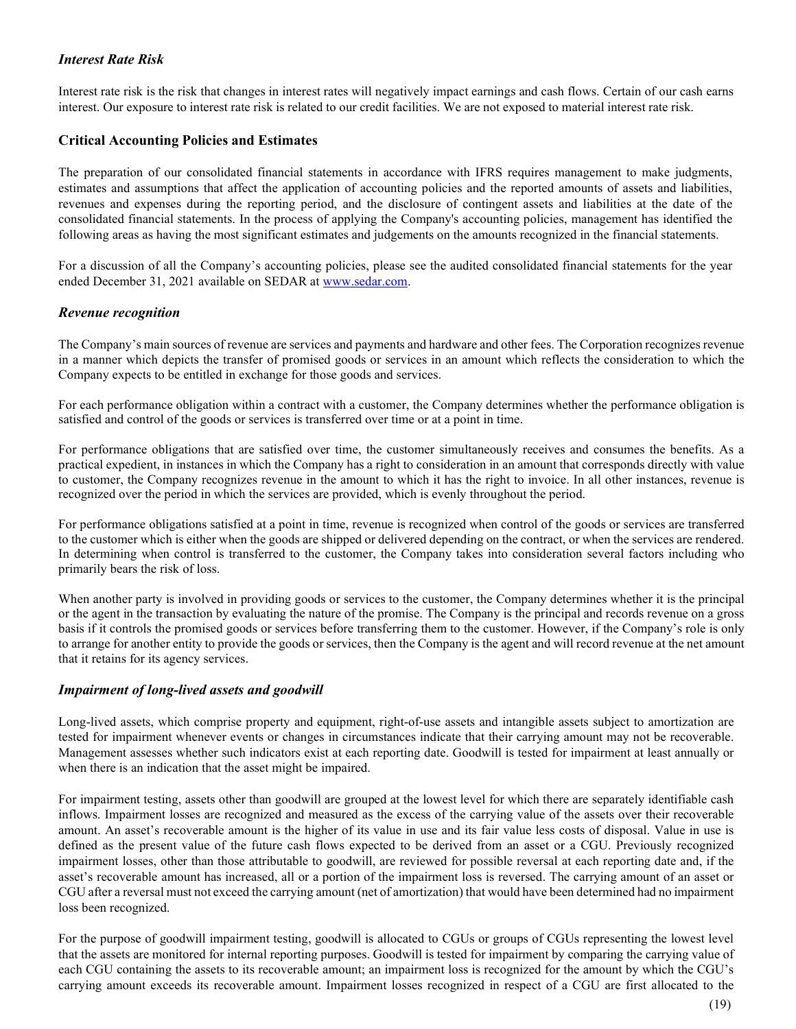### *Interest Rate Risk*

Interest rate risk is the risk that changes in interest rates will negatively impact earnings and cash flows. Certain of our cash earns interest. Our exposure to interest rate risk is related to our credit facilities. We are not exposed to material interest rate risk.

## Critical Accounting Policies and Estimates

The preparation of our consolidated financial statements in accordance with IFRS requires management to make judgments, estimates and assumptions that affect the application of accounting policies and the reported amounts of assets and liabilities, revenues and expenses during the reporting period, and the disclosure of contingent assets and liabilities at the date of the consolidated financial statements. In the process of applying the Company's accounting policies, management has identified the following areas as having the most significant estimates and judgements on the amounts recognized in the financial statements.

For a discussion of all the Company's accounting policies, please see the audited consolidated financial statements for the year ended December 31, 2021 available on SEDAR at www.sedar.com.

### *Revenue recognition*

The Company's main sources of revenue are services and payments and hardware and other fees. The Corporation recognizes revenue in a manner which depicts the transfer of promised goods or services in an amount which reflects the consideration to which the Company expects to be entitled in exchange for those goods and services.

For each performance obligation within a contract with a customer, the Company determines whether the performance obligation is satisfied and control of the goods or services is transferred over time or at a point in time.

For performance obligations that are satisfied over time, the customer simultaneously receives and consumes the benefits. As a practical expedient, in instances in which the Company has a right to consideration in an amount that corresponds directly with value to customer, the Company recognizes revenue in the amount to which it has the right to invoice. In all other instances, revenue is recognized over the period in which the services are provided, which is evenly throughout the period.

For performance obligations satisfied at a point in time, revenue is recognized when control of the goods or services are transferred to the customer which is either when the goods are shipped or delivered depending on the contract, or when the services are rendered. In determining when control is transferred to the customer, the Company takes into consideration several factors including who primarily bears the risk of loss.

When another party is involved in providing goods or services to the customer, the Company determines whether it is the principal or the agent in the transaction by evaluating the nature of the promise. The Company is the principal and records revenue on a gross basis if it controls the promised goods or services before transferring them to the customer. However, if the Company's role is only to arrange for another entity to provide the goods or services, then the Company is the agent and will record revenue at the net amount that it retains for its agency services.

### *Impairment of long-lived assets and goodwill*

Long-lived assets, which comprise property and equipment, right-of-use assets and intangible assets subject to amortization are tested for impairment whenever events or changes in circumstances indicate that their carrying amount may not be recoverable. Management assesses whether such indicators exist at each reporting date. Goodwill is tested for impairment at least annually or when there is an indication that the asset might be impaired.

For impairment testing, assets other than goodwill are grouped at the lowest level for which there are separately identifiable cash inflows. Impairment losses are recognized and measured as the excess of the carrying value of the assets over their recoverable amount. An asset's recoverable amount is the higher of its value in use and its fair value less costs of disposal. Value in use is defined as the present value of the future cash flows expected to be derived from an asset or a CGU. Previously recognized impairment losses, other than those attributable to goodwill, are reviewed for possible reversal at each reporting date and, if the asset's recoverable amount has increased, all or a portion of the impairment loss is reversed. The carrying amount of an asset or CGU after a reversal must not exceed the carrying amount (net of amortization) that would have been determined had no impairment loss been recognized.

For the purpose of goodwill impairment testing, goodwill is allocated to CGUs or groups of CGUs representing the lowest level that the assets are monitored for internal reporting purposes. Goodwill is tested for impairment by comparing the carrying value of each CGU containing the assets to its recoverable amount; an impairment loss is recognized for the amount by which the CGU's carrying amount exceeds its recoverable amount. Impairment losses recognized in respect of a CGU are first allocated to the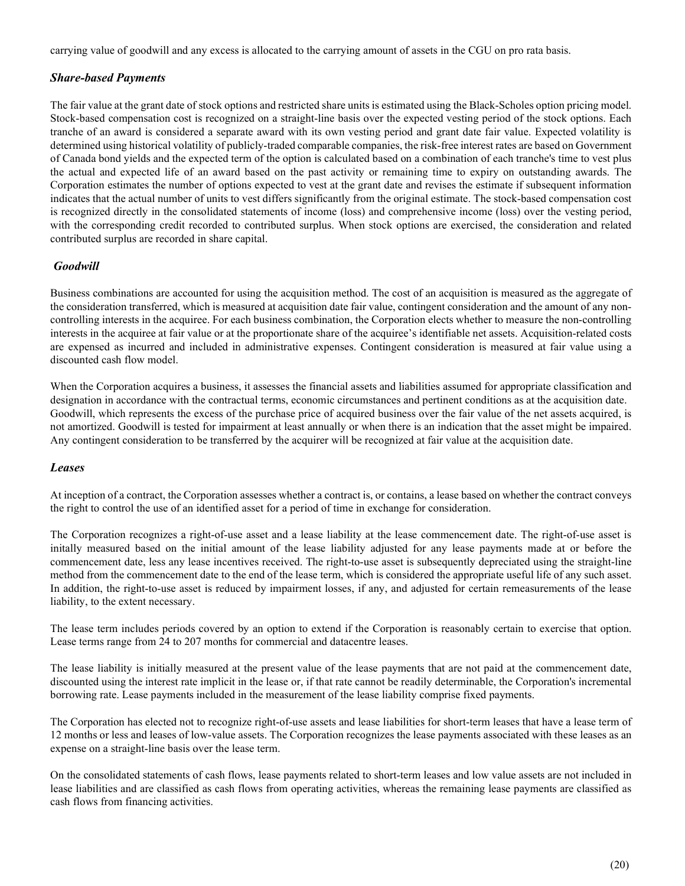carrying value of goodwill and any excess is allocated to the carrying amount of assets in the CGU on pro rata basis.

### *Share-based Payments*

The fair value at the grant date of stock options and restricted share units is estimated using the Black-Scholes option pricing model. Stock-based compensation cost is recognized on a straight-line basis over the expected vesting period of the stock options. Each tranche of an award is considered a separate award with its own vesting period and grant date fair value. Expected volatility is determined using historical volatility of publicly-traded comparable companies, the risk-free interest rates are based on Government of Canada bond yields and the expected term of the option is calculated based on a combination of each tranche's time to vest plus the actual and expected life of an award based on the past activity or remaining time to expiry on outstanding awards. The Corporation estimates the number of options expected to vest at the grant date and revises the estimate if subsequent information indicates that the actual number of units to vest differs significantly from the original estimate. The stock-based compensation cost is recognized directly in the consolidated statements of income (loss) and comprehensive income (loss) over the vesting period, with the corresponding credit recorded to contributed surplus. When stock options are exercised, the consideration and related contributed surplus are recorded in share capital.

### *Goodwill*

Business combinations are accounted for using the acquisition method. The cost of an acquisition is measured as the aggregate of the consideration transferred, which is measured at acquisition date fair value, contingent consideration and the amount of any non-controlling interests in the acquiree. For each business combination, the Corporation elects whether to measure the non-controlling interests in the acquiree at fair value or at the proportionate share of the acquiree's identifiable net assets. Acquisition-related costs are expensed as incurred and included in administrative expenses. Contingent consideration is measured at fair value using a discounted cash flow model.

When the Corporation acquires a business, it assesses the financial assets and liabilities assumed for appropriate classification and designation in accordance with the contractual terms, economic circumstances and pertinent conditions as at the acquisition date. Goodwill, which represents the excess of the purchase price of acquired business over the fair value of the net assets acquired, is not amortized. Goodwill is tested for impairment at least annually or when there is an indication that the asset might be impaired. Any contingent consideration to be transferred by the acquirer will be recognized at fair value at the acquisition date.

### *Leases*

At inception of a contract, the Corporation assesses whether a contract is, or contains, a lease based on whether the contract conveys the right to control the use of an identified asset for a period of time in exchange for consideration.

The Corporation recognizes a right-of-use asset and a lease liability at the lease commencement date. The right-of-use asset is initally measured based on the initial amount of the lease liability adjusted for any lease payments made at or before the commencement date, less any lease incentives received. The right-to-use asset is subsequently depreciated using the straight-line method from the commencement date to the end of the lease term, which is considered the appropriate useful life of any such asset. In addition, the right-to-use asset is reduced by impairment losses, if any, and adjusted for certain remeasurements of the lease liability, to the extent necessary.

The lease term includes periods covered by an option to extend if the Corporation is reasonably certain to exercise that option. Lease terms range from 24 to 207 months for commercial and datacentre leases.

The lease liability is initially measured at the present value of the lease payments that are not paid at the commencement date, discounted using the interest rate implicit in the lease or, if that rate cannot be readily determinable, the Corporation's incremental borrowing rate. Lease payments included in the measurement of the lease liability comprise fixed payments.

The Corporation has elected not to recognize right-of-use assets and lease liabilities for short-term leases that have a lease term of 12 months or less and leases of low-value assets. The Corporation recognizes the lease payments associated with these leases as an expense on a straight-line basis over the lease term.

On the consolidated statements of cash flows, lease payments related to short-term leases and low value assets are not included in lease liabilities and are classified as cash flows from operating activities, whereas the remaining lease payments are classified as cash flows from financing activities.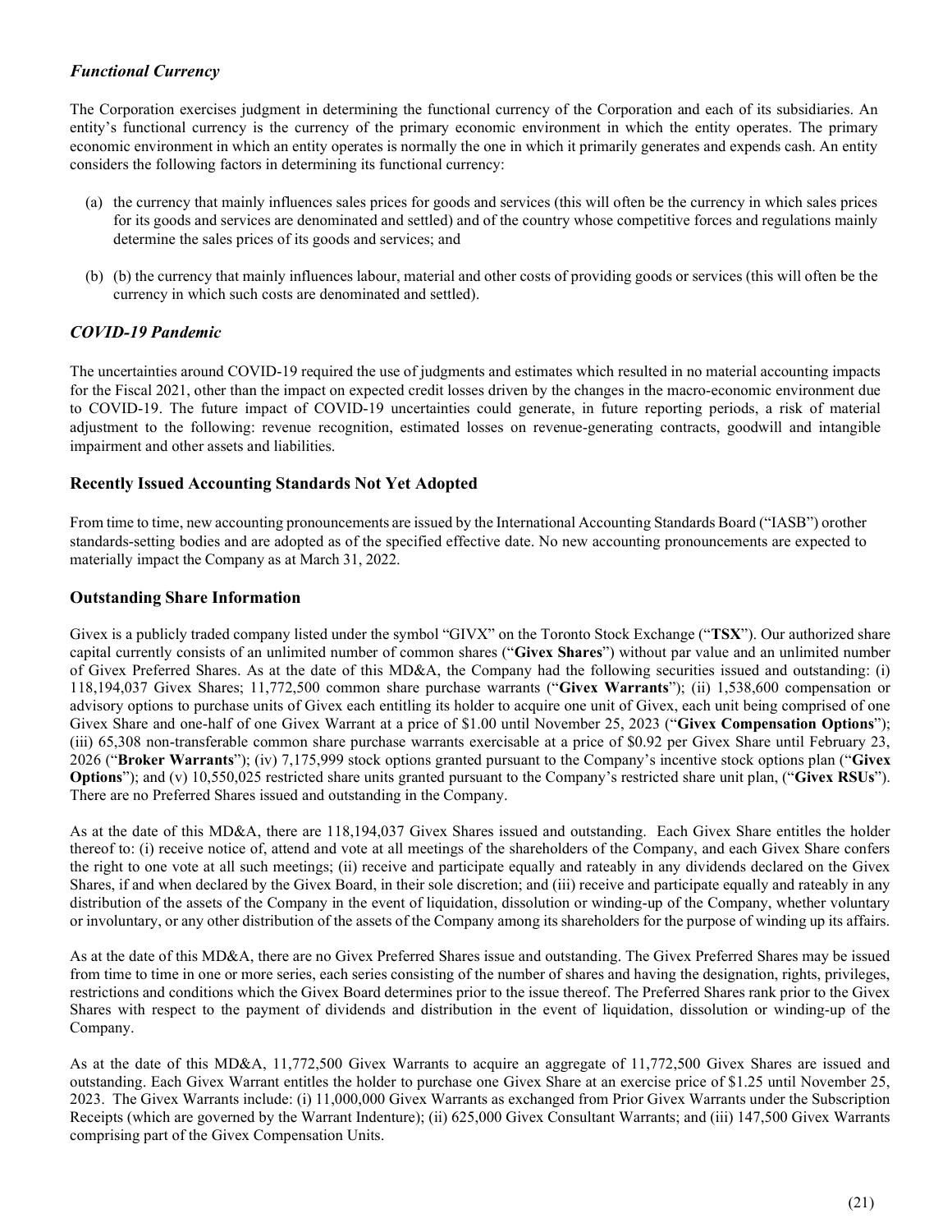### *Functional Currency*

The Corporation exercises judgment in determining the functional currency of the Corporation and each of its subsidiaries. An entity's functional currency is the currency of the primary economic environment in which the entity operates. The primary economic environment in which an entity operates is normally the one in which it primarily generates and expends cash. An entity considers the following factors in determining its functional currency:

(a) the currency that mainly influences sales prices for goods and services (this will often be the currency in which sales prices for its goods and services are denominated and settled) and of the country whose competitive forces and regulations mainly determine the sales prices of its goods and services; and

(b) (b) the currency that mainly influences labour, material and other costs of providing goods or services (this will often be the currency in which such costs are denominated and settled).

### *COVID-19 Pandemic*

The uncertainties around COVID-19 required the use of judgments and estimates which resulted in no material accounting impacts for the Fiscal 2021, other than the impact on expected credit losses driven by the changes in the macro-economic environment due to COVID-19. The future impact of COVID-19 uncertainties could generate, in future reporting periods, a risk of material adjustment to the following: revenue recognition, estimated losses on revenue-generating contracts, goodwill and intangible impairment and other assets and liabilities.

## Recently Issued Accounting Standards Not Yet Adopted

From time to time, new accounting pronouncements are issued by the International Accounting Standards Board ("IASB") orother standards-setting bodies and are adopted as of the specified effective date. No new accounting pronouncements are expected to materially impact the Company as at March 31, 2022.

## Outstanding Share Information

Givex is a publicly traded company listed under the symbol "GIVX" on the Toronto Stock Exchange ("**TSX**"). Our authorized share capital currently consists of an unlimited number of common shares ("**Givex Shares**") without par value and an unlimited number of Givex Preferred Shares. As at the date of this MD&A, the Company had the following securities issued and outstanding: (i) 118,194,037 Givex Shares; 11,772,500 common share purchase warrants ("**Givex Warrants**"); (ii) 1,538,600 compensation or advisory options to purchase units of Givex each entitling its holder to acquire one unit of Givex, each unit being comprised of one Givex Share and one-half of one Givex Warrant at a price of $1.00 until November 25, 2023 ("**Givex Compensation Options**"); (iii) 65,308 non-transferable common share purchase warrants exercisable at a price of $0.92 per Givex Share until February 23, 2026 ("**Broker Warrants**"); (iv) 7,175,999 stock options granted pursuant to the Company's incentive stock options plan ("**Givex Options**"); and (v) 10,550,025 restricted share units granted pursuant to the Company's restricted share unit plan, ("**Givex RSUs**"). There are no Preferred Shares issued and outstanding in the Company.

As at the date of this MD&A, there are 118,194,037 Givex Shares issued and outstanding. Each Givex Share entitles the holder thereof to: (i) receive notice of, attend and vote at all meetings of the shareholders of the Company, and each Givex Share confers the right to one vote at all such meetings; (ii) receive and participate equally and rateably in any dividends declared on the Givex Shares, if and when declared by the Givex Board, in their sole discretion; and (iii) receive and participate equally and rateably in any distribution of the assets of the Company in the event of liquidation, dissolution or winding-up of the Company, whether voluntary or involuntary, or any other distribution of the assets of the Company among its shareholders for the purpose of winding up its affairs.

As at the date of this MD&A, there are no Givex Preferred Shares issue and outstanding. The Givex Preferred Shares may be issued from time to time in one or more series, each series consisting of the number of shares and having the designation, rights, privileges, restrictions and conditions which the Givex Board determines prior to the issue thereof. The Preferred Shares rank prior to the Givex Shares with respect to the payment of dividends and distribution in the event of liquidation, dissolution or winding-up of the Company.

As at the date of this MD&A, 11,772,500 Givex Warrants to acquire an aggregate of 11,772,500 Givex Shares are issued and outstanding. Each Givex Warrant entitles the holder to purchase one Givex Share at an exercise price of $1.25 until November 25, 2023. The Givex Warrants include: (i) 11,000,000 Givex Warrants as exchanged from Prior Givex Warrants under the Subscription Receipts (which are governed by the Warrant Indenture); (ii) 625,000 Givex Consultant Warrants; and (iii) 147,500 Givex Warrants comprising part of the Givex Compensation Units.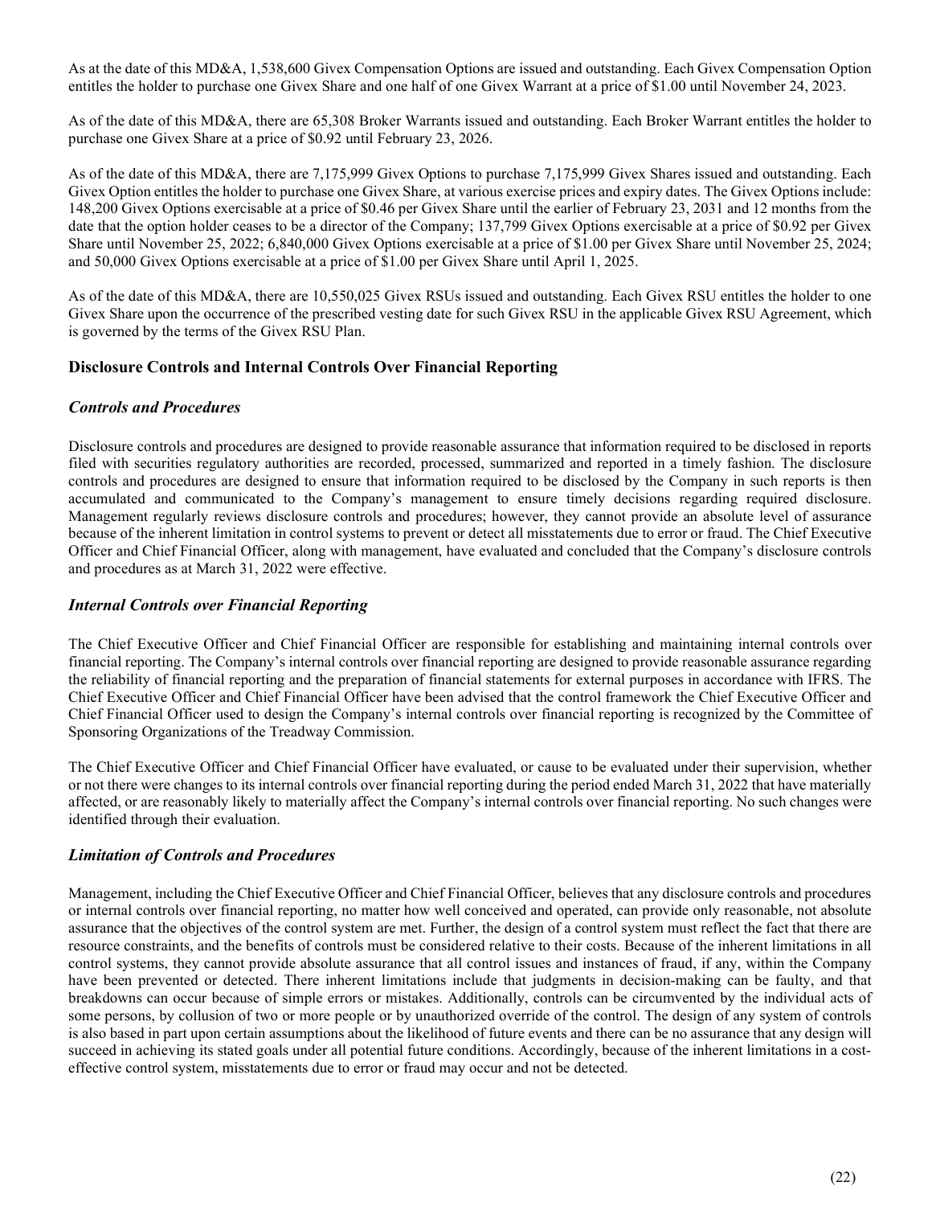As at the date of this MD&A, 1,538,600 Givex Compensation Options are issued and outstanding. Each Givex Compensation Option entitles the holder to purchase one Givex Share and one half of one Givex Warrant at a price of $1.00 until November 24, 2023.

As of the date of this MD&A, there are 65,308 Broker Warrants issued and outstanding. Each Broker Warrant entitles the holder to purchase one Givex Share at a price of $0.92 until February 23, 2026.

As of the date of this MD&A, there are 7,175,999 Givex Options to purchase 7,175,999 Givex Shares issued and outstanding. Each Givex Option entitles the holder to purchase one Givex Share, at various exercise prices and expiry dates. The Givex Options include: 148,200 Givex Options exercisable at a price of $0.46 per Givex Share until the earlier of February 23, 2031 and 12 months from the date that the option holder ceases to be a director of the Company; 137,799 Givex Options exercisable at a price of $0.92 per Givex Share until November 25, 2022; 6,840,000 Givex Options exercisable at a price of $1.00 per Givex Share until November 25, 2024; and 50,000 Givex Options exercisable at a price of $1.00 per Givex Share until April 1, 2025.

As of the date of this MD&A, there are 10,550,025 Givex RSUs issued and outstanding. Each Givex RSU entitles the holder to one Givex Share upon the occurrence of the prescribed vesting date for such Givex RSU in the applicable Givex RSU Agreement, which is governed by the terms of the Givex RSU Plan.

## Disclosure Controls and Internal Controls Over Financial Reporting

### *Controls and Procedures*

Disclosure controls and procedures are designed to provide reasonable assurance that information required to be disclosed in reports filed with securities regulatory authorities are recorded, processed, summarized and reported in a timely fashion. The disclosure controls and procedures are designed to ensure that information required to be disclosed by the Company in such reports is then accumulated and communicated to the Company's management to ensure timely decisions regarding required disclosure. Management regularly reviews disclosure controls and procedures; however, they cannot provide an absolute level of assurance because of the inherent limitation in control systems to prevent or detect all misstatements due to error or fraud. The Chief Executive Officer and Chief Financial Officer, along with management, have evaluated and concluded that the Company's disclosure controls and procedures as at March 31, 2022 were effective.

### *Internal Controls over Financial Reporting*

The Chief Executive Officer and Chief Financial Officer are responsible for establishing and maintaining internal controls over financial reporting. The Company's internal controls over financial reporting are designed to provide reasonable assurance regarding the reliability of financial reporting and the preparation of financial statements for external purposes in accordance with IFRS. The Chief Executive Officer and Chief Financial Officer have been advised that the control framework the Chief Executive Officer and Chief Financial Officer used to design the Company's internal controls over financial reporting is recognized by the Committee of Sponsoring Organizations of the Treadway Commission.

The Chief Executive Officer and Chief Financial Officer have evaluated, or cause to be evaluated under their supervision, whether or not there were changes to its internal controls over financial reporting during the period ended March 31, 2022 that have materially affected, or are reasonably likely to materially affect the Company's internal controls over financial reporting. No such changes were identified through their evaluation.

### *Limitation of Controls and Procedures*

Management, including the Chief Executive Officer and Chief Financial Officer, believes that any disclosure controls and procedures or internal controls over financial reporting, no matter how well conceived and operated, can provide only reasonable, not absolute assurance that the objectives of the control system are met. Further, the design of a control system must reflect the fact that there are resource constraints, and the benefits of controls must be considered relative to their costs. Because of the inherent limitations in all control systems, they cannot provide absolute assurance that all control issues and instances of fraud, if any, within the Company have been prevented or detected. There inherent limitations include that judgments in decision-making can be faulty, and that breakdowns can occur because of simple errors or mistakes. Additionally, controls can be circumvented by the individual acts of some persons, by collusion of two or more people or by unauthorized override of the control. The design of any system of controls is also based in part upon certain assumptions about the likelihood of future events and there can be no assurance that any design will succeed in achieving its stated goals under all potential future conditions. Accordingly, because of the inherent limitations in a cost-effective control system, misstatements due to error or fraud may occur and not be detected.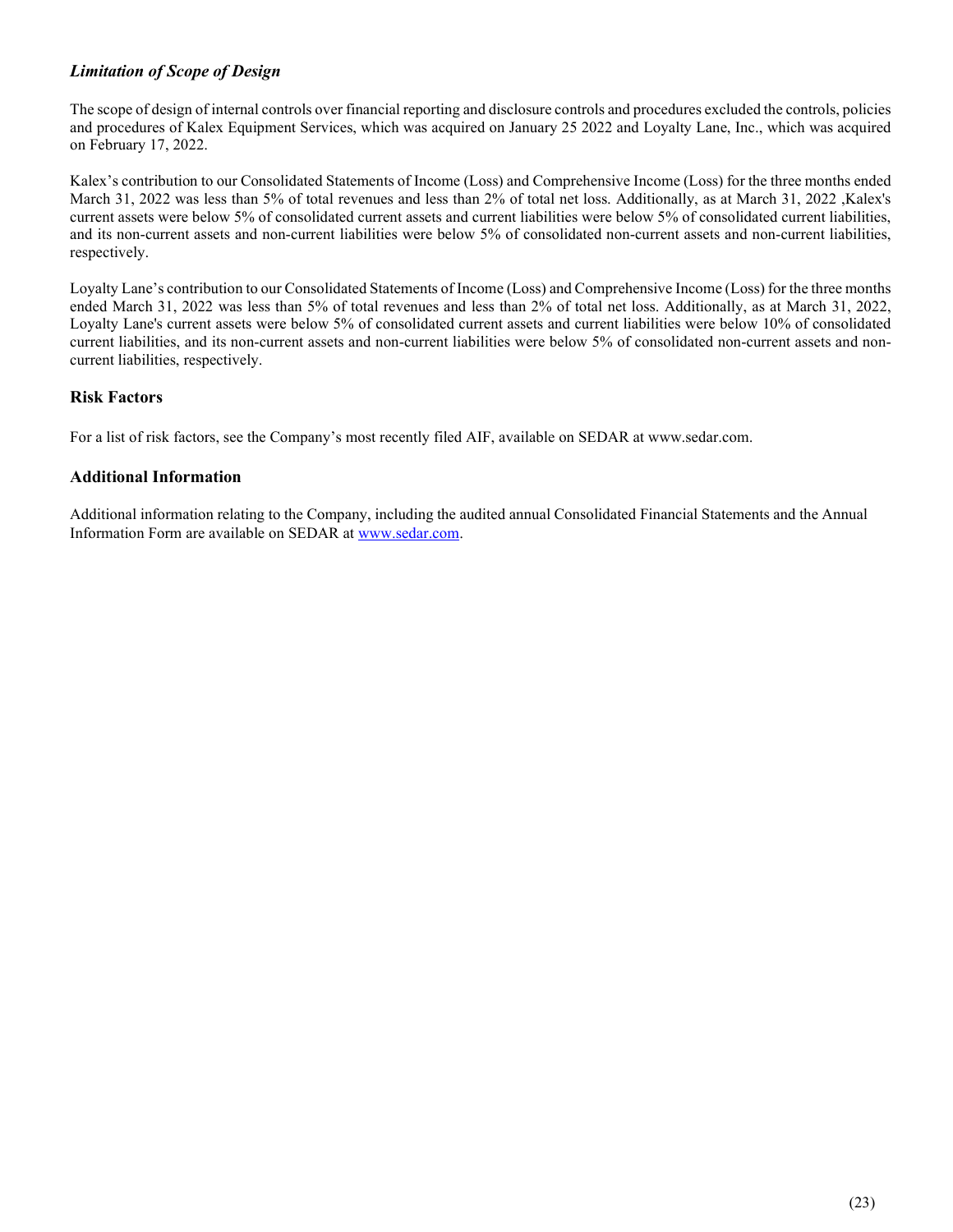### *Limitation of Scope of Design*

The scope of design of internal controls over financial reporting and disclosure controls and procedures excluded the controls, policies and procedures of Kalex Equipment Services, which was acquired on January 25 2022 and Loyalty Lane, Inc., which was acquired on February 17, 2022.

Kalex's contribution to our Consolidated Statements of Income (Loss) and Comprehensive Income (Loss) for the three months ended March 31, 2022 was less than 5% of total revenues and less than 2% of total net loss. Additionally, as at March 31, 2022 ,Kalex's current assets were below 5% of consolidated current assets and current liabilities were below 5% of consolidated current liabilities, and its non-current assets and non-current liabilities were below 5% of consolidated non-current assets and non-current liabilities, respectively.

Loyalty Lane's contribution to our Consolidated Statements of Income (Loss) and Comprehensive Income (Loss) for the three months ended March 31, 2022 was less than 5% of total revenues and less than 2% of total net loss. Additionally, as at March 31, 2022, Loyalty Lane's current assets were below 5% of consolidated current assets and current liabilities were below 10% of consolidated current liabilities, and its non-current assets and non-current liabilities were below 5% of consolidated non-current assets and non-current liabilities, respectively.

## Risk Factors

For a list of risk factors, see the Company's most recently filed AIF, available on SEDAR at www.sedar.com.

## Additional Information

Additional information relating to the Company, including the audited annual Consolidated Financial Statements and the Annual Information Form are available on SEDAR at www.sedar.com.